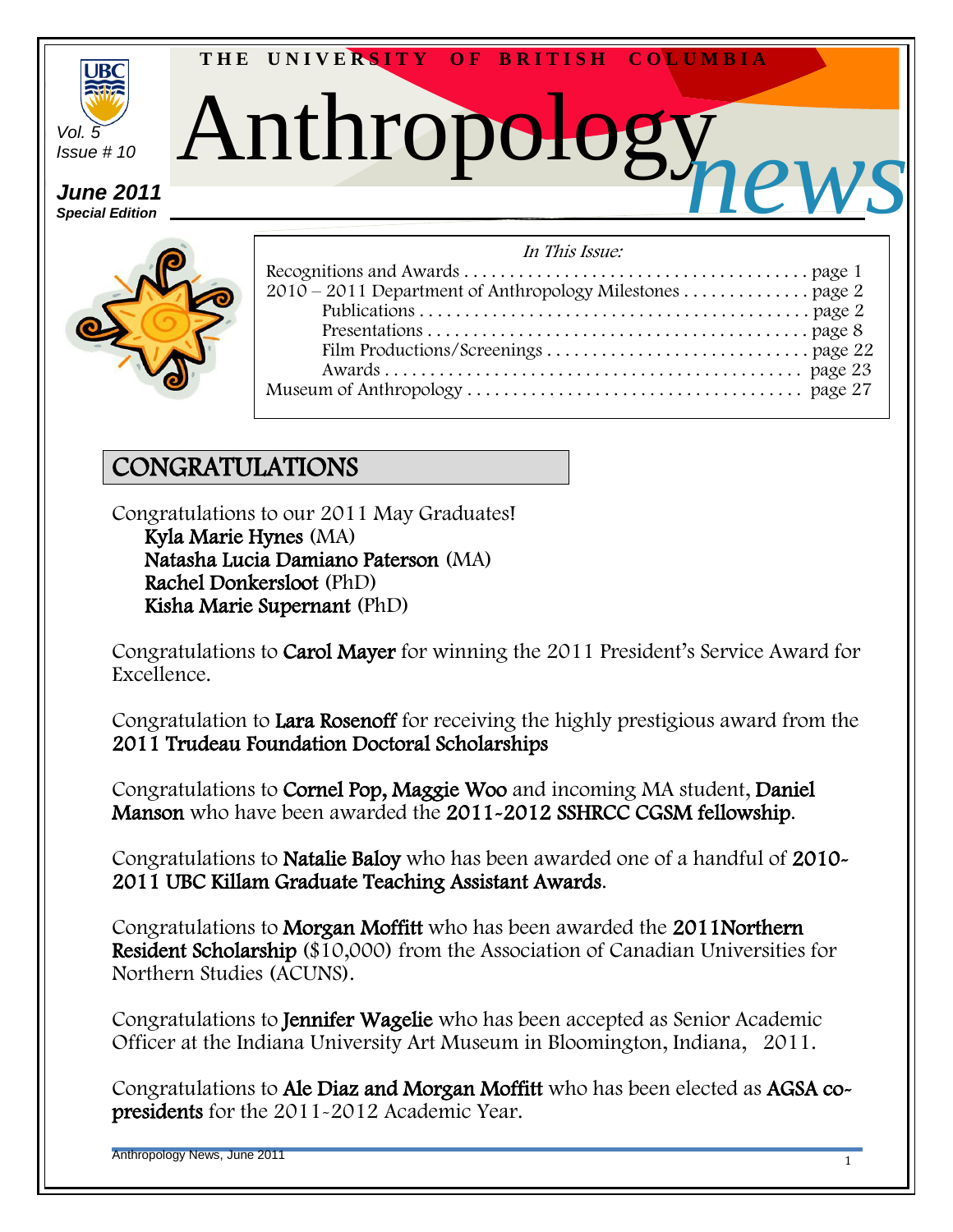THE UNIVERSITY OF BRITISH COLUMBIA

# Anthropology *news*

Vol. 5
Issue # 10

**June 2011**
***Special Edition***

*In This Issue:*

Recognitions and Awards . . . . . . . . . . . . . . . . . . . . . . . . . . . . . . . . . . . . . . page 1
2010 – 2011 Department of Anthropology Milestones . . . . . . . . . . . . . . page 2
Publications . . . . . . . . . . . . . . . . . . . . . . . . . . . . . . . . . . . . . . . . . page 2
Presentations . . . . . . . . . . . . . . . . . . . . . . . . . . . . . . . . . . . . . . . . page 8
Film Productions/Screenings . . . . . . . . . . . . . . . . . . . . . . . . . . . . page 22
Awards . . . . . . . . . . . . . . . . . . . . . . . . . . . . . . . . . . . . . . . . . . . . page 23
Museum of Anthropology . . . . . . . . . . . . . . . . . . . . . . . . . . . . . . . . . . page 27

## CONGRATULATIONS

Congratulations to our 2011 May Graduates!
**Kyla Marie Hynes** (MA)
**Natasha Lucia Damiano Paterson** (MA)
**Rachel Donkersloot** (PhD)
**Kisha Marie Supernant** (PhD)

Congratulations to **Carol Mayer** for winning the 2011 President's Service Award for Excellence.

Congratulation to **Lara Rosenoff** for receiving the highly prestigious award from the **2011 Trudeau Foundation Doctoral Scholarships**

Congratulations to **Cornel Pop, Maggie Woo** and incoming MA student, **Daniel Manson** who have been awarded the **2011-2012 SSHRCC CGSM fellowship**.

Congratulations to **Natalie Baloy** who has been awarded one of a handful of **2010-2011 UBC Killam Graduate Teaching Assistant Awards**.

Congratulations to **Morgan Moffitt** who has been awarded the **2011Northern Resident Scholarship** ($10,000) from the Association of Canadian Universities for Northern Studies (ACUNS).

Congratulations to **Jennifer Wagelie** who has been accepted as Senior Academic Officer at the Indiana University Art Museum in Bloomington, Indiana, 2011.

Congratulations to **Ale Diaz and Morgan Moffitt** who has been elected as **AGSA co-presidents** for the 2011-2012 Academic Year.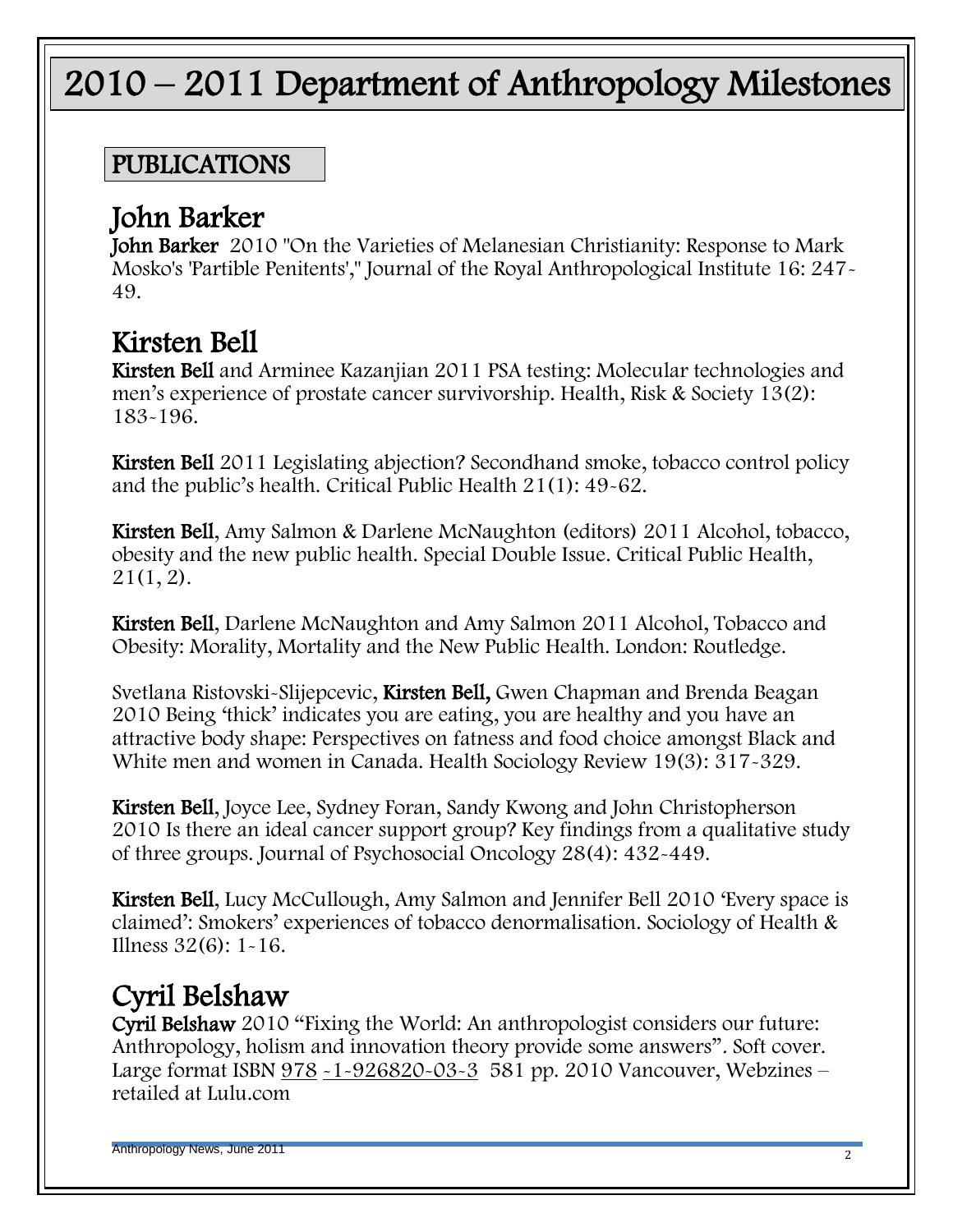# 2010 – 2011 Department of Anthropology Milestones

## PUBLICATIONS

### John Barker

**John Barker** 2010 "On the Varieties of Melanesian Christianity: Response to Mark Mosko's 'Partible Penitents'," Journal of the Royal Anthropological Institute 16: 247-49.

### Kirsten Bell

**Kirsten Bell** and Arminee Kazanjian 2011 PSA testing: Molecular technologies and men's experience of prostate cancer survivorship. Health, Risk & Society 13(2): 183-196.

**Kirsten Bell** 2011 Legislating abjection? Secondhand smoke, tobacco control policy and the public's health. Critical Public Health 21(1): 49-62.

**Kirsten Bell**, Amy Salmon & Darlene McNaughton (editors) 2011 Alcohol, tobacco, obesity and the new public health. Special Double Issue. Critical Public Health, 21(1, 2).

**Kirsten Bell**, Darlene McNaughton and Amy Salmon 2011 Alcohol, Tobacco and Obesity: Morality, Mortality and the New Public Health. London: Routledge.

Svetlana Ristovski-Slijepcevic, **Kirsten Bell,** Gwen Chapman and Brenda Beagan 2010 Being 'thick' indicates you are eating, you are healthy and you have an attractive body shape: Perspectives on fatness and food choice amongst Black and White men and women in Canada. Health Sociology Review 19(3): 317-329.

**Kirsten Bell**, Joyce Lee, Sydney Foran, Sandy Kwong and John Christopherson 2010 Is there an ideal cancer support group? Key findings from a qualitative study of three groups. Journal of Psychosocial Oncology 28(4): 432-449.

**Kirsten Bell**, Lucy McCullough, Amy Salmon and Jennifer Bell 2010 'Every space is claimed': Smokers' experiences of tobacco denormalisation. Sociology of Health & Illness 32(6): 1-16.

### Cyril Belshaw

**Cyril Belshaw** 2010 "Fixing the World: An anthropologist considers our future: Anthropology, holism and innovation theory provide some answers". Soft cover. Large format ISBN 978 -1-926820-03-3 581 pp. 2010 Vancouver, Webzines – retailed at Lulu.com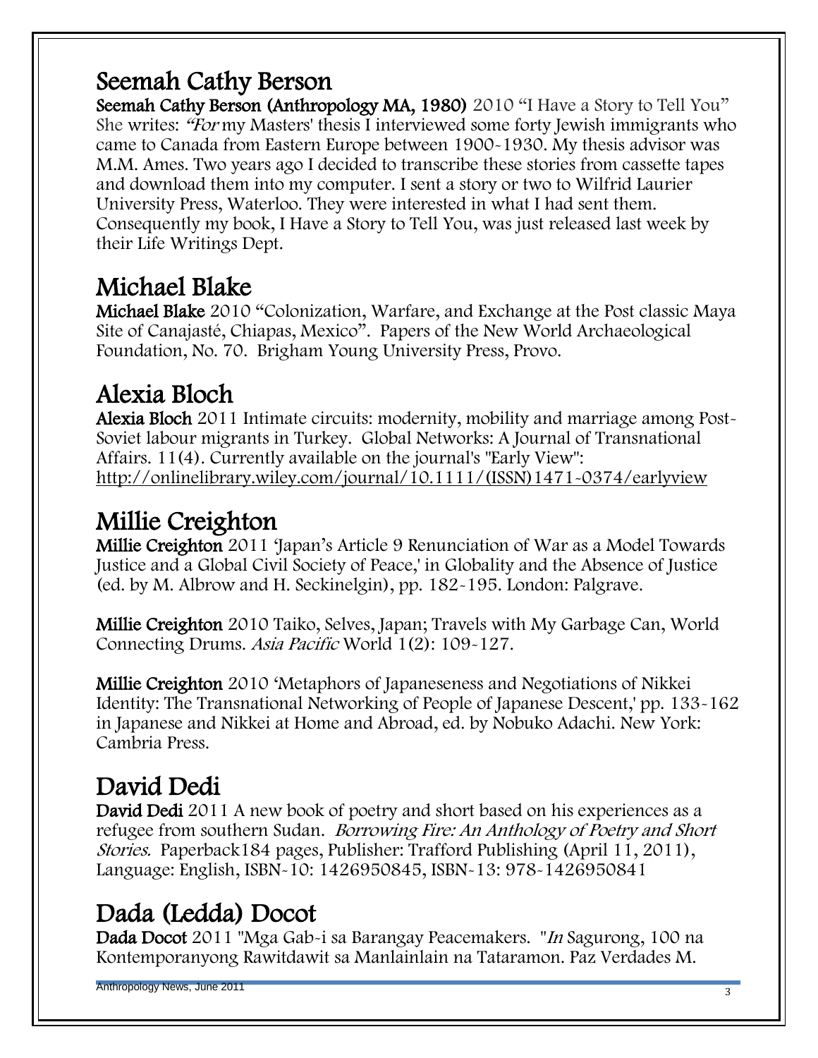## Seemah Cathy Berson

**Seemah Cathy Berson (Anthropology MA, 1980)** 2010 "I Have a Story to Tell You" She writes: *"For* my Masters' thesis I interviewed some forty Jewish immigrants who came to Canada from Eastern Europe between 1900-1930. My thesis advisor was M.M. Ames. Two years ago I decided to transcribe these stories from cassette tapes and download them into my computer. I sent a story or two to Wilfrid Laurier University Press, Waterloo. They were interested in what I had sent them. Consequently my book, I Have a Story to Tell You, was just released last week by their Life Writings Dept.

## Michael Blake

**Michael Blake** 2010 "Colonization, Warfare, and Exchange at the Post classic Maya Site of Canajasté, Chiapas, Mexico". Papers of the New World Archaeological Foundation, No. 70. Brigham Young University Press, Provo.

## Alexia Bloch

**Alexia Bloch** 2011 Intimate circuits: modernity, mobility and marriage among Post-Soviet labour migrants in Turkey. Global Networks: A Journal of Transnational Affairs. 11(4). Currently available on the journal's "Early View": http://onlinelibrary.wiley.com/journal/10.1111/(ISSN)1471-0374/earlyview

## Millie Creighton

**Millie Creighton** 2011 'Japan's Article 9 Renunciation of War as a Model Towards Justice and a Global Civil Society of Peace,' in Globality and the Absence of Justice (ed. by M. Albrow and H. Seckinelgin), pp. 182-195. London: Palgrave.

**Millie Creighton** 2010 Taiko, Selves, Japan; Travels with My Garbage Can, World Connecting Drums. *Asia Pacific* World 1(2): 109-127.

**Millie Creighton** 2010 'Metaphors of Japaneseness and Negotiations of Nikkei Identity: The Transnational Networking of People of Japanese Descent,' pp. 133-162 in Japanese and Nikkei at Home and Abroad, ed. by Nobuko Adachi. New York: Cambria Press.

## David Dedi

**David Dedi** 2011 A new book of poetry and short based on his experiences as a refugee from southern Sudan. *Borrowing Fire: An Anthology of Poetry and Short Stories.* Paperback184 pages, Publisher: Trafford Publishing (April 11, 2011), Language: English, ISBN-10: 1426950845, ISBN-13: 978-1426950841

## Dada (Ledda) Docot

**Dada Docot** 2011 "Mga Gab-i sa Barangay Peacemakers. "*In* Sagurong, 100 na Kontemporanyong Rawitdawit sa Manlainlain na Tataramon. Paz Verdades M.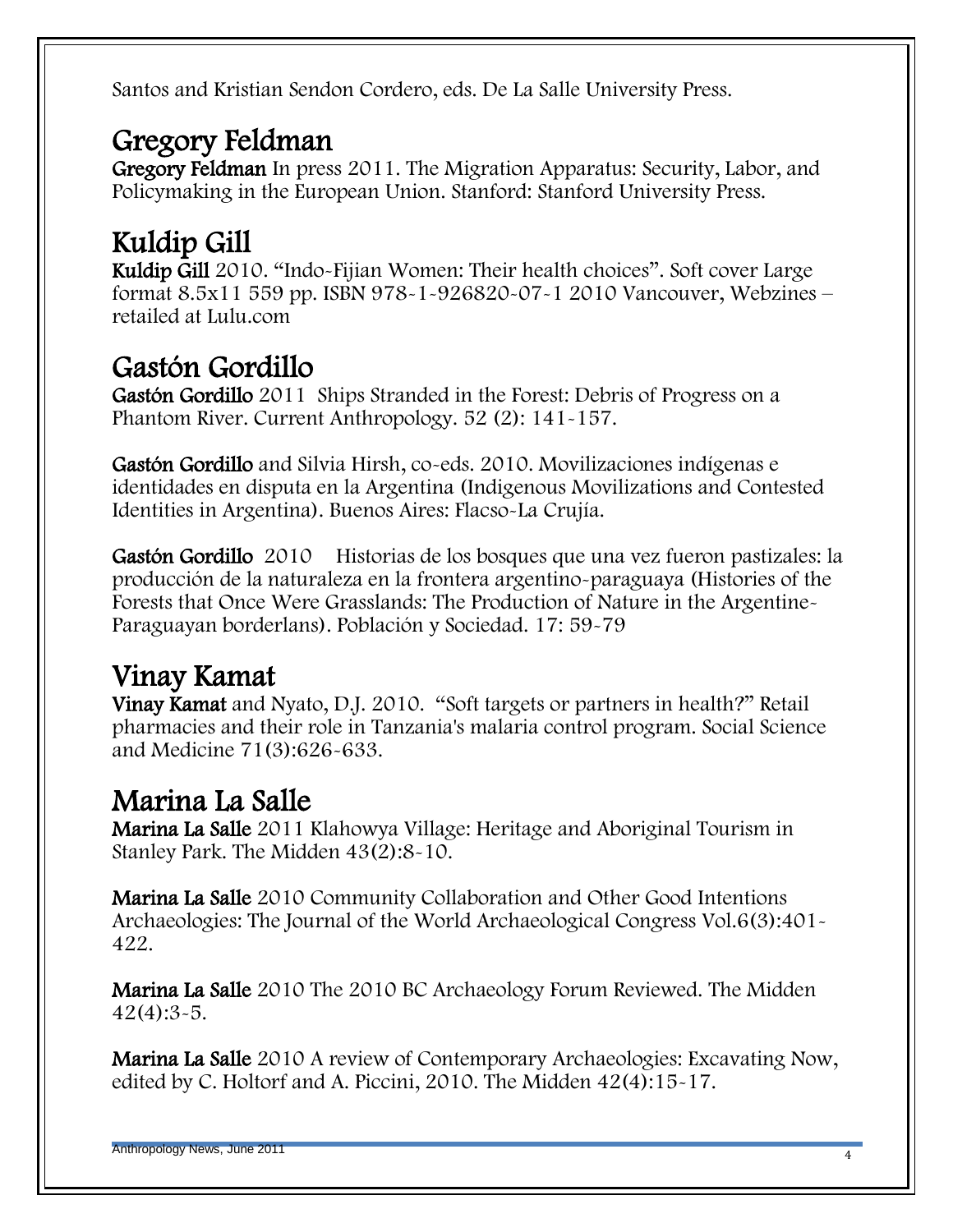Santos and Kristian Sendon Cordero, eds. De La Salle University Press.

## Gregory Feldman

**Gregory Feldman** In press 2011. The Migration Apparatus: Security, Labor, and Policymaking in the European Union. Stanford: Stanford University Press.

## Kuldip Gill

**Kuldip Gill** 2010. "Indo-Fijian Women: Their health choices". Soft cover Large format 8.5x11 559 pp. ISBN 978-1-926820-07-1 2010 Vancouver, Webzines – retailed at Lulu.com

## Gastón Gordillo

**Gastón Gordillo** 2011 Ships Stranded in the Forest: Debris of Progress on a Phantom River. Current Anthropology. 52 (2): 141-157.

**Gastón Gordillo** and Silvia Hirsh, co-eds. 2010. Movilizaciones indígenas e identidades en disputa en la Argentina (Indigenous Movilizations and Contested Identities in Argentina). Buenos Aires: Flacso-La Crujía.

**Gastón Gordillo** 2010 Historias de los bosques que una vez fueron pastizales: la producción de la naturaleza en la frontera argentino-paraguaya (Histories of the Forests that Once Were Grasslands: The Production of Nature in the Argentine-Paraguayan borderlans). Población y Sociedad. 17: 59-79

## Vinay Kamat

**Vinay Kamat** and Nyato, D.J. 2010. "Soft targets or partners in health?" Retail pharmacies and their role in Tanzania's malaria control program. Social Science and Medicine 71(3):626-633.

## Marina La Salle

**Marina La Salle** 2011 Klahowya Village: Heritage and Aboriginal Tourism in Stanley Park. The Midden 43(2):8-10.

**Marina La Salle** 2010 Community Collaboration and Other Good Intentions Archaeologies: The Journal of the World Archaeological Congress Vol.6(3):401-422.

**Marina La Salle** 2010 The 2010 BC Archaeology Forum Reviewed. The Midden 42(4):3-5.

**Marina La Salle** 2010 A review of Contemporary Archaeologies: Excavating Now, edited by C. Holtorf and A. Piccini, 2010. The Midden 42(4):15-17.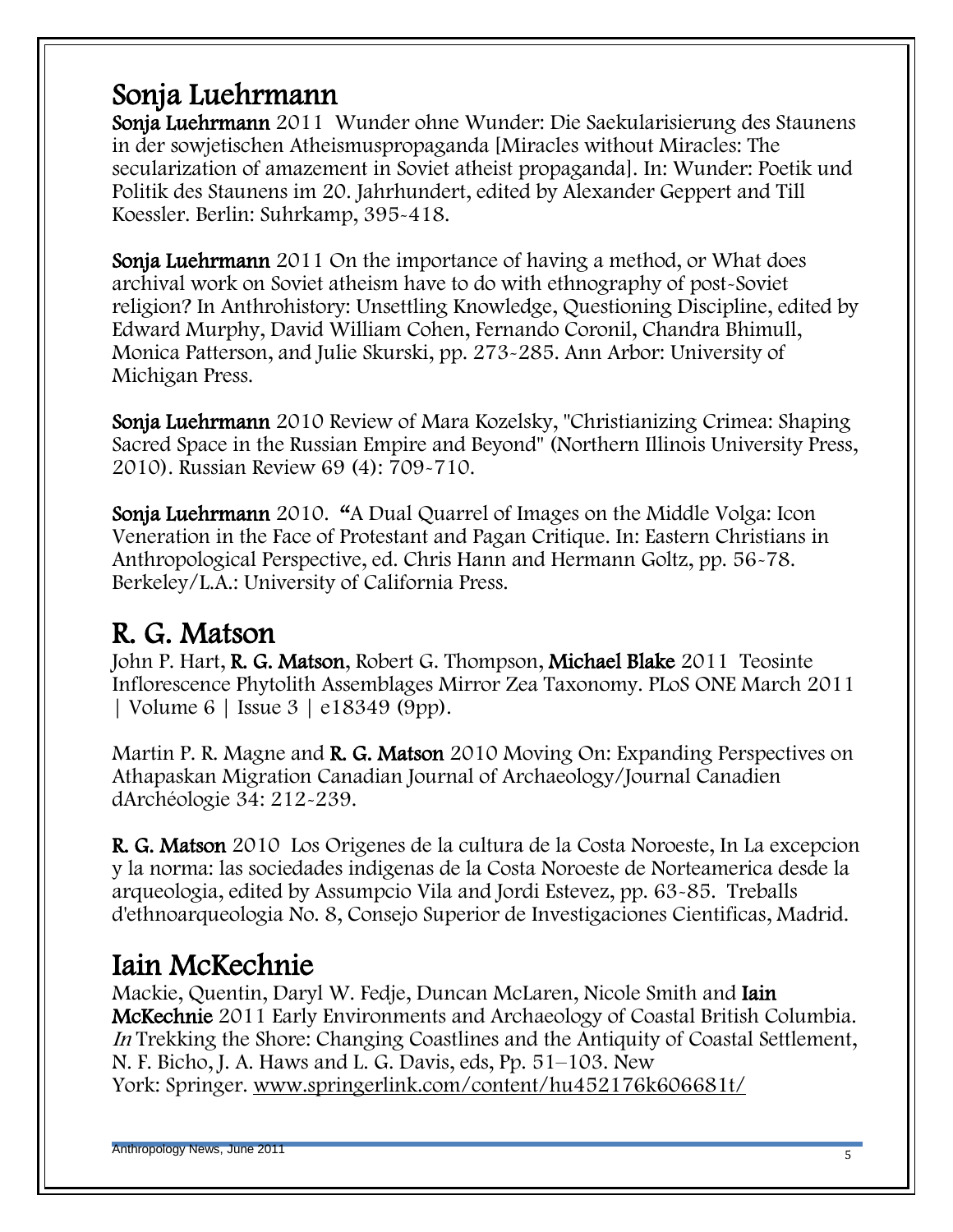## Sonja Luehrmann

**Sonja Luehrmann** 2011 Wunder ohne Wunder: Die Saekularisierung des Staunens in der sowjetischen Atheismuspropaganda [Miracles without Miracles: The secularization of amazement in Soviet atheist propaganda]. In: Wunder: Poetik und Politik des Staunens im 20. Jahrhundert, edited by Alexander Geppert and Till Koessler. Berlin: Suhrkamp, 395-418.

**Sonja Luehrmann** 2011 On the importance of having a method, or What does archival work on Soviet atheism have to do with ethnography of post-Soviet religion? In Anthrohistory: Unsettling Knowledge, Questioning Discipline, edited by Edward Murphy, David William Cohen, Fernando Coronil, Chandra Bhimull, Monica Patterson, and Julie Skurski, pp. 273-285. Ann Arbor: University of Michigan Press.

**Sonja Luehrmann** 2010 Review of Mara Kozelsky, "Christianizing Crimea: Shaping Sacred Space in the Russian Empire and Beyond" (Northern Illinois University Press, 2010). Russian Review 69 (4): 709-710.

**Sonja Luehrmann** 2010. "A Dual Quarrel of Images on the Middle Volga: Icon Veneration in the Face of Protestant and Pagan Critique. In: Eastern Christians in Anthropological Perspective, ed. Chris Hann and Hermann Goltz, pp. 56-78. Berkeley/L.A.: University of California Press.

## R. G. Matson

John P. Hart, **R. G. Matson**, Robert G. Thompson, **Michael Blake** 2011 Teosinte Inflorescence Phytolith Assemblages Mirror Zea Taxonomy. PLoS ONE March 2011 | Volume 6 | Issue 3 | e18349 (9pp).

Martin P. R. Magne and **R. G. Matson** 2010 Moving On: Expanding Perspectives on Athapaskan Migration Canadian Journal of Archaeology/Journal Canadien dArchéologie 34: 212-239.

**R. G. Matson** 2010 Los Origenes de la cultura de la Costa Noroeste, In La excepcion y la norma: las sociedades indigenas de la Costa Noroeste de Norteamerica desde la arqueologia, edited by Assumpcio Vila and Jordi Estevez, pp. 63-85. Treballs d'ethnoarqueologia No. 8, Consejo Superior de Investigaciones Cientificas, Madrid.

## Iain McKechnie

Mackie, Quentin, Daryl W. Fedje, Duncan McLaren, Nicole Smith and **Iain McKechnie** 2011 Early Environments and Archaeology of Coastal British Columbia. *In* Trekking the Shore: Changing Coastlines and the Antiquity of Coastal Settlement, N. F. Bicho, J. A. Haws and L. G. Davis, eds, Pp. 51–103. New York: Springer. www.springerlink.com/content/hu452176k606681t/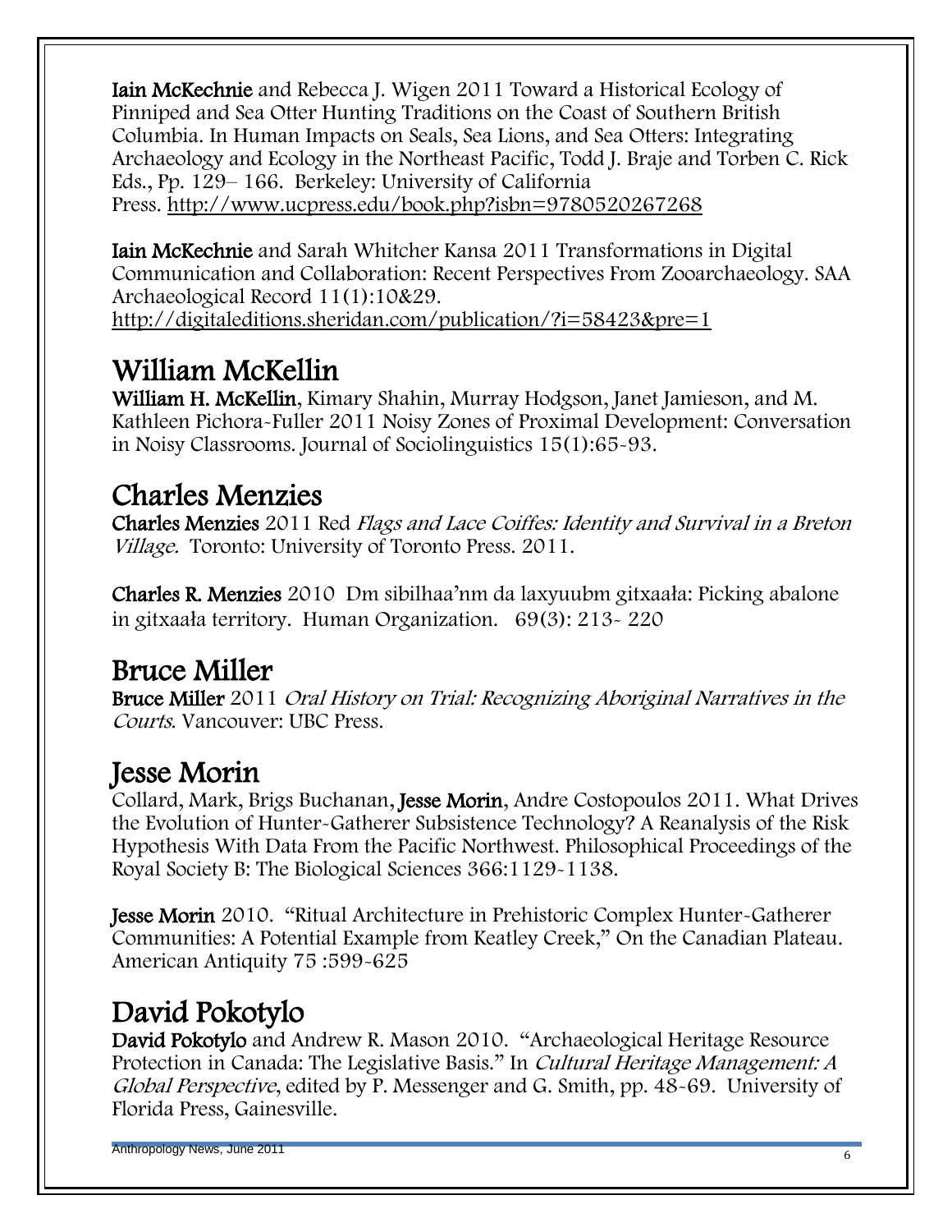**Iain McKechnie** and Rebecca J. Wigen 2011 Toward a Historical Ecology of Pinniped and Sea Otter Hunting Traditions on the Coast of Southern British Columbia. In Human Impacts on Seals, Sea Lions, and Sea Otters: Integrating Archaeology and Ecology in the Northeast Pacific, Todd J. Braje and Torben C. Rick Eds., Pp. 129– 166. Berkeley: University of California Press. http://www.ucpress.edu/book.php?isbn=9780520267268

**Iain McKechnie** and Sarah Whitcher Kansa 2011 Transformations in Digital Communication and Collaboration: Recent Perspectives From Zooarchaeology. SAA Archaeological Record 11(1):10&29. http://digitaleditions.sheridan.com/publication/?i=58423&pre=1

## William McKellin

**William H. McKellin**, Kimary Shahin, Murray Hodgson, Janet Jamieson, and M. Kathleen Pichora-Fuller 2011 Noisy Zones of Proximal Development: Conversation in Noisy Classrooms. Journal of Sociolinguistics 15(1):65-93.

## Charles Menzies

**Charles Menzies** 2011 Red *Flags and Lace Coiffes: Identity and Survival in a Breton Village.* Toronto: University of Toronto Press. 2011.

**Charles R. Menzies** 2010 Dm sibilhaa'nm da laxyuubm gitxaała: Picking abalone in gitxaała territory. Human Organization. 69(3): 213- 220

## Bruce Miller

**Bruce Miller** 2011 *Oral History on Trial: Recognizing Aboriginal Narratives in the Courts*. Vancouver: UBC Press.

## Jesse Morin

Collard, Mark, Brigs Buchanan, **Jesse Morin**, Andre Costopoulos 2011. What Drives the Evolution of Hunter-Gatherer Subsistence Technology? A Reanalysis of the Risk Hypothesis With Data From the Pacific Northwest. Philosophical Proceedings of the Royal Society B: The Biological Sciences 366:1129-1138.

**Jesse Morin** 2010. "Ritual Architecture in Prehistoric Complex Hunter-Gatherer Communities: A Potential Example from Keatley Creek," On the Canadian Plateau. American Antiquity 75 :599-625

## David Pokotylo

**David Pokotylo** and Andrew R. Mason 2010. "Archaeological Heritage Resource Protection in Canada: The Legislative Basis." In *Cultural Heritage Management: A Global Perspective*, edited by P. Messenger and G. Smith, pp. 48-69. University of Florida Press, Gainesville.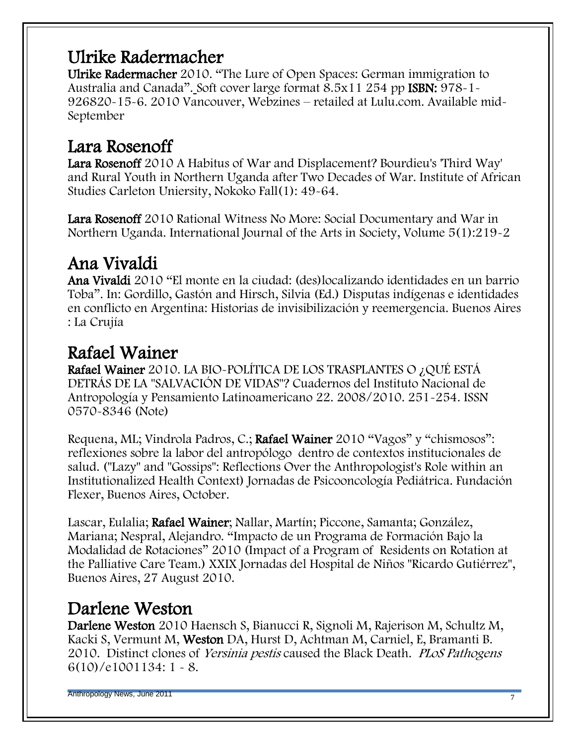## Ulrike Radermacher

**Ulrike Radermacher** 2010. “The Lure of Open Spaces: German immigration to Australia and Canada”. Soft cover large format 8.5x11 254 pp **ISBN:** 978-1-926820-15-6. 2010 Vancouver, Webzines – retailed at Lulu.com. Available mid-September

## Lara Rosenoff

**Lara Rosenoff** 2010 A Habitus of War and Displacement? Bourdieu's 'Third Way' and Rural Youth in Northern Uganda after Two Decades of War. Institute of African Studies Carleton Uniersity, Nokoko Fall(1): 49-64.

**Lara Rosenoff** 2010 Rational Witness No More: Social Documentary and War in Northern Uganda. International Journal of the Arts in Society, Volume 5(1):219-2

## Ana Vivaldi

**Ana Vivaldi** 2010 “El monte en la ciudad: (des)localizando identidades en un barrio Toba”. In: Gordillo, Gastón and Hirsch, Silvia (Ed.) Disputas indígenas e identidades en conflicto en Argentina: Historias de invisibilización y reemergencia. Buenos Aires : La Crujía

## Rafael Wainer

**Rafael Wainer** 2010. LA BIO-POLÍTICA DE LOS TRASPLANTES O ¿QUÉ ESTÁ DETRÁS DE LA "SALVACIÓN DE VIDAS"? Cuadernos del Instituto Nacional de Antropología y Pensamiento Latinoamericano 22. 2008/2010. 251-254. ISSN 0570-8346 (Note)

Requena, ML; Vindrola Padros, C.; **Rafael Wainer** 2010 “Vagos” y “chismosos”: reflexiones sobre la labor del antropólogo dentro de contextos institucionales de salud. ("Lazy" and "Gossips": Reflections Over the Anthropologist's Role within an Institutionalized Health Context) Jornadas de Psicooncología Pediátrica. Fundación Flexer, Buenos Aires, October.

Lascar, Eulalia; **Rafael Wainer**; Nallar, Martín; Piccone, Samanta; González, Mariana; Nespral, Alejandro. “Impacto de un Programa de Formación Bajo la Modalidad de Rotaciones” 2010 (Impact of a Program of Residents on Rotation at the Palliative Care Team.) XXIX Jornadas del Hospital de Niños "Ricardo Gutiérrez", Buenos Aires, 27 August 2010.

## Darlene Weston

**Darlene Weston** 2010 Haensch S, Bianucci R, Signoli M, Rajerison M, Schultz M, Kacki S, Vermunt M, **Weston** DA, Hurst D, Achtman M, Carniel, E, Bramanti B. 2010. Distinct clones of *Yersinia pestis* caused the Black Death. *PLoS Pathogens* 6(10)/e1001134: 1 - 8.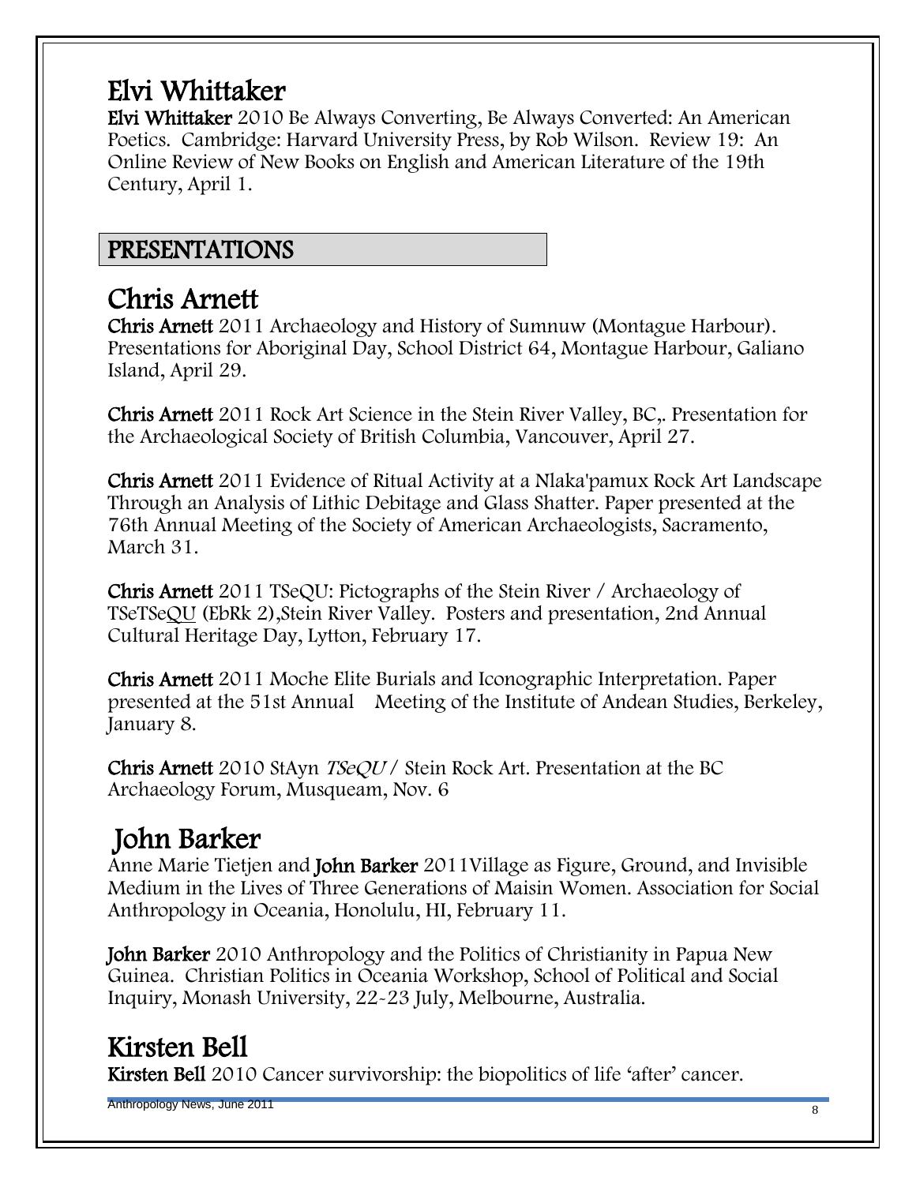## Elvi Whittaker

**Elvi Whittaker** 2010 Be Always Converting, Be Always Converted: An American Poetics. Cambridge: Harvard University Press, by Rob Wilson. Review 19: An Online Review of New Books on English and American Literature of the 19th Century, April 1.

# PRESENTATIONS

## Chris Arnett

**Chris Arnett** 2011 Archaeology and History of Sumnuw (Montague Harbour). Presentations for Aboriginal Day, School District 64, Montague Harbour, Galiano Island, April 29.

**Chris Arnett** 2011 Rock Art Science in the Stein River Valley, BC,. Presentation for the Archaeological Society of British Columbia, Vancouver, April 27.

**Chris Arnett** 2011 Evidence of Ritual Activity at a Nlaka'pamux Rock Art Landscape Through an Analysis of Lithic Debitage and Glass Shatter. Paper presented at the 76th Annual Meeting of the Society of American Archaeologists, Sacramento, March 31.

**Chris Arnett** 2011 TSeQU: Pictographs of the Stein River / Archaeology of TSeTSeQU (EbRk 2),Stein River Valley. Posters and presentation, 2nd Annual Cultural Heritage Day, Lytton, February 17.

**Chris Arnett** 2011 Moche Elite Burials and Iconographic Interpretation. Paper presented at the 51st Annual Meeting of the Institute of Andean Studies, Berkeley, January 8.

**Chris Arnett** 2010 StAyn *TSeQU* / Stein Rock Art. Presentation at the BC Archaeology Forum, Musqueam, Nov. 6

## John Barker

Anne Marie Tietjen and **John Barker** 2011Village as Figure, Ground, and Invisible Medium in the Lives of Three Generations of Maisin Women. Association for Social Anthropology in Oceania, Honolulu, HI, February 11.

**John Barker** 2010 Anthropology and the Politics of Christianity in Papua New Guinea. Christian Politics in Oceania Workshop, School of Political and Social Inquiry, Monash University, 22-23 July, Melbourne, Australia.

## Kirsten Bell

**Kirsten Bell** 2010 Cancer survivorship: the biopolitics of life 'after' cancer.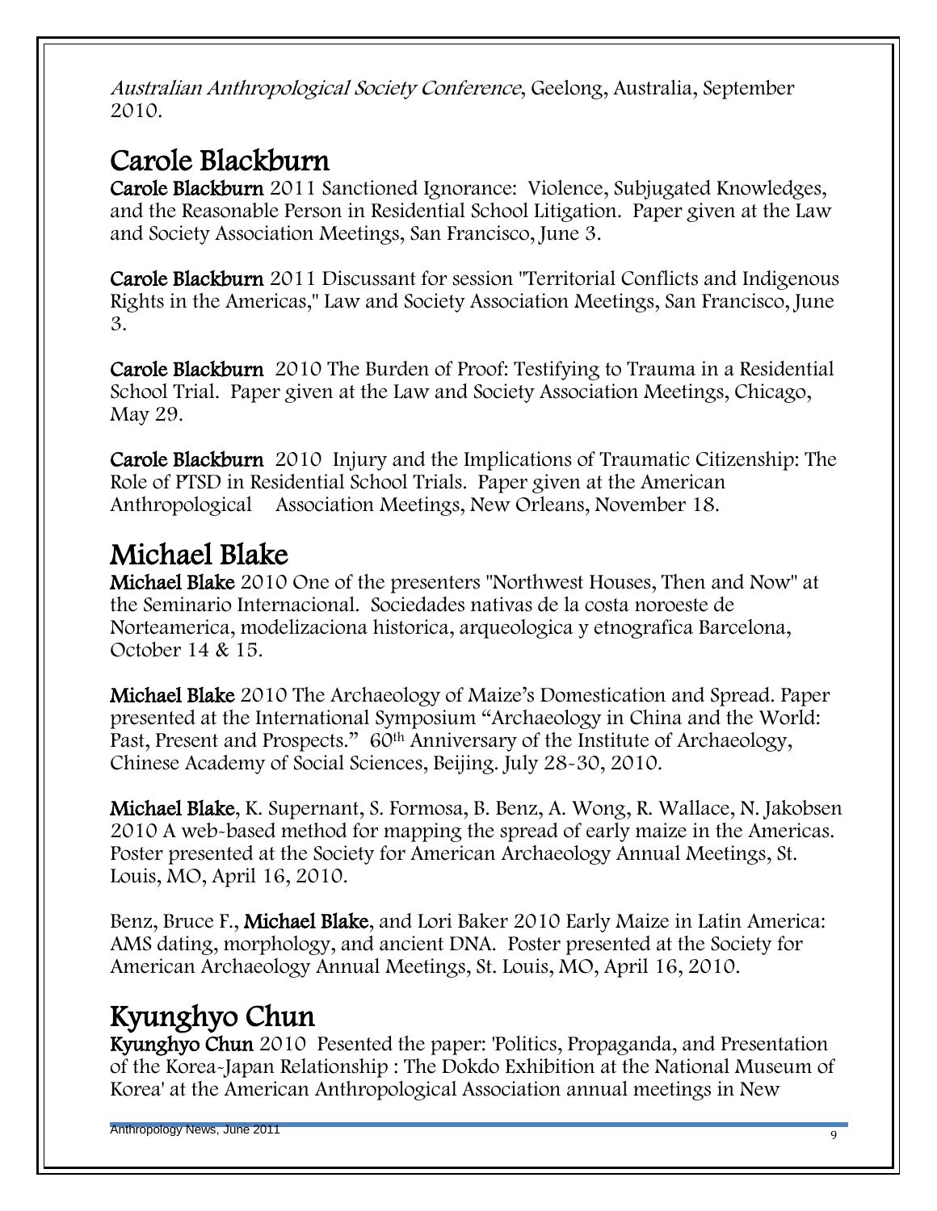*Australian Anthropological Society Conference*, Geelong, Australia, September 2010.

## Carole Blackburn

**Carole Blackburn** 2011 Sanctioned Ignorance: Violence, Subjugated Knowledges, and the Reasonable Person in Residential School Litigation. Paper given at the Law and Society Association Meetings, San Francisco, June 3.

**Carole Blackburn** 2011 Discussant for session "Territorial Conflicts and Indigenous Rights in the Americas," Law and Society Association Meetings, San Francisco, June 3.

**Carole Blackburn** 2010 The Burden of Proof: Testifying to Trauma in a Residential School Trial. Paper given at the Law and Society Association Meetings, Chicago, May 29.

**Carole Blackburn** 2010 Injury and the Implications of Traumatic Citizenship: The Role of PTSD in Residential School Trials. Paper given at the American Anthropological Association Meetings, New Orleans, November 18.

## Michael Blake

**Michael Blake** 2010 One of the presenters "Northwest Houses, Then and Now" at the Seminario Internacional. Sociedades nativas de la costa noroeste de Norteamerica, modelizaciona historica, arqueologica y etnografica Barcelona, October 14 & 15.

**Michael Blake** 2010 The Archaeology of Maize's Domestication and Spread. Paper presented at the International Symposium "Archaeology in China and the World: Past, Present and Prospects." 60th Anniversary of the Institute of Archaeology, Chinese Academy of Social Sciences, Beijing. July 28-30, 2010.

**Michael Blake**, K. Supernant, S. Formosa, B. Benz, A. Wong, R. Wallace, N. Jakobsen 2010 A web-based method for mapping the spread of early maize in the Americas. Poster presented at the Society for American Archaeology Annual Meetings, St. Louis, MO, April 16, 2010.

Benz, Bruce F., **Michael Blake**, and Lori Baker 2010 Early Maize in Latin America: AMS dating, morphology, and ancient DNA. Poster presented at the Society for American Archaeology Annual Meetings, St. Louis, MO, April 16, 2010.

## Kyunghyo Chun

**Kyunghyo Chun** 2010 Pesented the paper: 'Politics, Propaganda, and Presentation of the Korea-Japan Relationship : The Dokdo Exhibition at the National Museum of Korea' at the American Anthropological Association annual meetings in New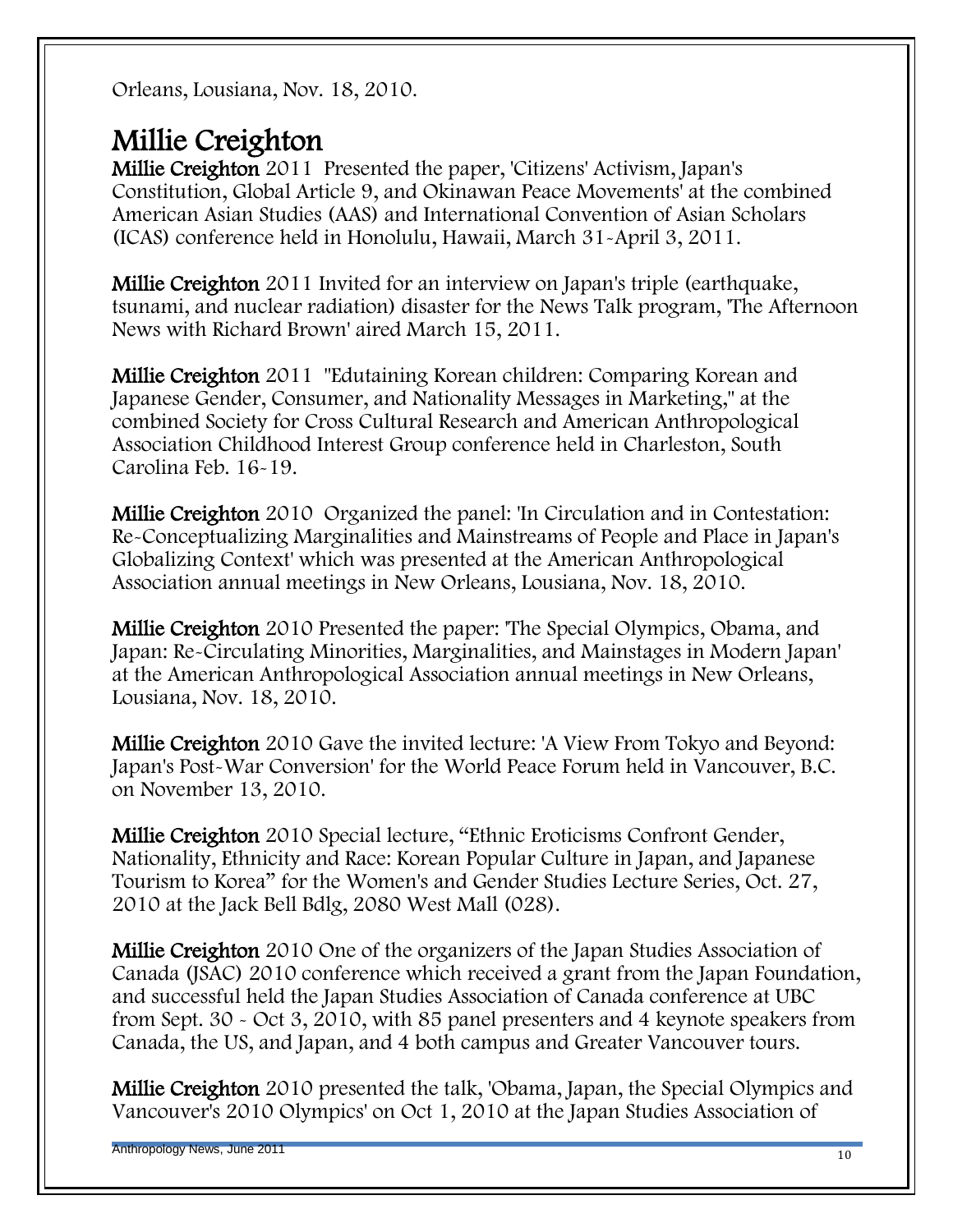Orleans, Lousiana, Nov. 18, 2010.

## Millie Creighton

**Millie Creighton** 2011 Presented the paper, 'Citizens' Activism, Japan's Constitution, Global Article 9, and Okinawan Peace Movements' at the combined American Asian Studies (AAS) and International Convention of Asian Scholars (ICAS) conference held in Honolulu, Hawaii, March 31-April 3, 2011.

**Millie Creighton** 2011 Invited for an interview on Japan's triple (earthquake, tsunami, and nuclear radiation) disaster for the News Talk program, 'The Afternoon News with Richard Brown' aired March 15, 2011.

**Millie Creighton** 2011 "Edutaining Korean children: Comparing Korean and Japanese Gender, Consumer, and Nationality Messages in Marketing," at the combined Society for Cross Cultural Research and American Anthropological Association Childhood Interest Group conference held in Charleston, South Carolina Feb. 16-19.

**Millie Creighton** 2010 Organized the panel: 'In Circulation and in Contestation: Re-Conceptualizing Marginalities and Mainstreams of People and Place in Japan's Globalizing Context' which was presented at the American Anthropological Association annual meetings in New Orleans, Lousiana, Nov. 18, 2010.

**Millie Creighton** 2010 Presented the paper: 'The Special Olympics, Obama, and Japan: Re-Circulating Minorities, Marginalities, and Mainstages in Modern Japan' at the American Anthropological Association annual meetings in New Orleans, Lousiana, Nov. 18, 2010.

**Millie Creighton** 2010 Gave the invited lecture: 'A View From Tokyo and Beyond: Japan's Post-War Conversion' for the World Peace Forum held in Vancouver, B.C. on November 13, 2010.

**Millie Creighton** 2010 Special lecture, "Ethnic Eroticisms Confront Gender, Nationality, Ethnicity and Race: Korean Popular Culture in Japan, and Japanese Tourism to Korea" for the Women's and Gender Studies Lecture Series, Oct. 27, 2010 at the Jack Bell Bdlg, 2080 West Mall (028).

**Millie Creighton** 2010 One of the organizers of the Japan Studies Association of Canada (JSAC) 2010 conference which received a grant from the Japan Foundation, and successful held the Japan Studies Association of Canada conference at UBC from Sept. 30 - Oct 3, 2010, with 85 panel presenters and 4 keynote speakers from Canada, the US, and Japan, and 4 both campus and Greater Vancouver tours.

**Millie Creighton** 2010 presented the talk, 'Obama, Japan, the Special Olympics and Vancouver's 2010 Olympics' on Oct 1, 2010 at the Japan Studies Association of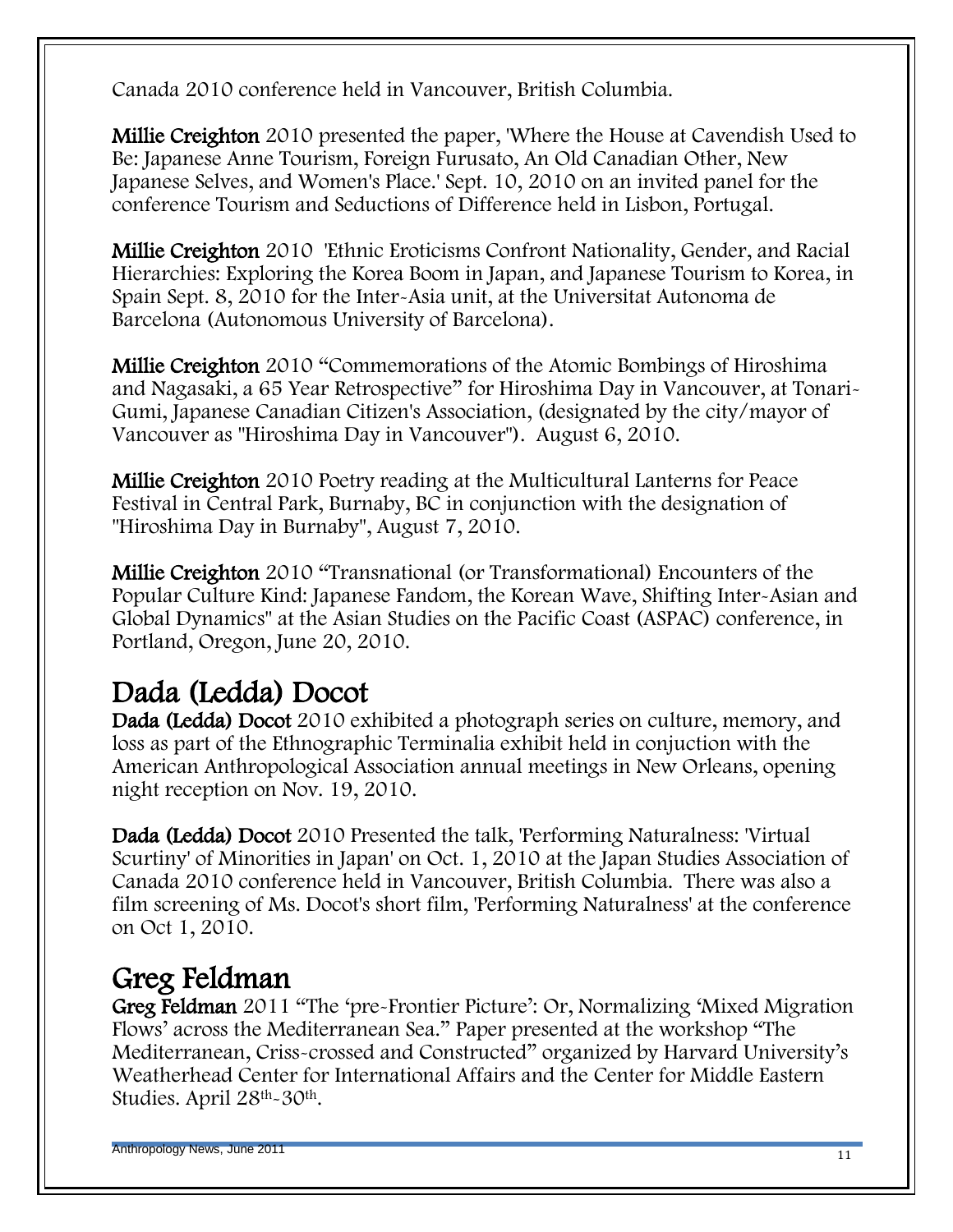Canada 2010 conference held in Vancouver, British Columbia.

**Millie Creighton** 2010 presented the paper, 'Where the House at Cavendish Used to Be: Japanese Anne Tourism, Foreign Furusato, An Old Canadian Other, New Japanese Selves, and Women's Place.' Sept. 10, 2010 on an invited panel for the conference Tourism and Seductions of Difference held in Lisbon, Portugal.

**Millie Creighton** 2010 'Ethnic Eroticisms Confront Nationality, Gender, and Racial Hierarchies: Exploring the Korea Boom in Japan, and Japanese Tourism to Korea, in Spain Sept. 8, 2010 for the Inter-Asia unit, at the Universitat Autonoma de Barcelona (Autonomous University of Barcelona).

**Millie Creighton** 2010 "Commemorations of the Atomic Bombings of Hiroshima and Nagasaki, a 65 Year Retrospective" for Hiroshima Day in Vancouver, at Tonari-Gumi, Japanese Canadian Citizen's Association, (designated by the city/mayor of Vancouver as "Hiroshima Day in Vancouver"). August 6, 2010.

**Millie Creighton** 2010 Poetry reading at the Multicultural Lanterns for Peace Festival in Central Park, Burnaby, BC in conjunction with the designation of "Hiroshima Day in Burnaby", August 7, 2010.

**Millie Creighton** 2010 "Transnational (or Transformational) Encounters of the Popular Culture Kind: Japanese Fandom, the Korean Wave, Shifting Inter-Asian and Global Dynamics" at the Asian Studies on the Pacific Coast (ASPAC) conference, in Portland, Oregon, June 20, 2010.

## Dada (Ledda) Docot

**Dada (Ledda) Docot** 2010 exhibited a photograph series on culture, memory, and loss as part of the Ethnographic Terminalia exhibit held in conjuction with the American Anthropological Association annual meetings in New Orleans, opening night reception on Nov. 19, 2010.

**Dada (Ledda) Docot** 2010 Presented the talk, 'Performing Naturalness: 'Virtual Scurtiny' of Minorities in Japan' on Oct. 1, 2010 at the Japan Studies Association of Canada 2010 conference held in Vancouver, British Columbia. There was also a film screening of Ms. Docot's short film, 'Performing Naturalness' at the conference on Oct 1, 2010.

## Greg Feldman

**Greg Feldman** 2011 "The 'pre-Frontier Picture': Or, Normalizing 'Mixed Migration Flows' across the Mediterranean Sea." Paper presented at the workshop "The Mediterranean, Criss-crossed and Constructed" organized by Harvard University's Weatherhead Center for International Affairs and the Center for Middle Eastern Studies. April 28th-30th.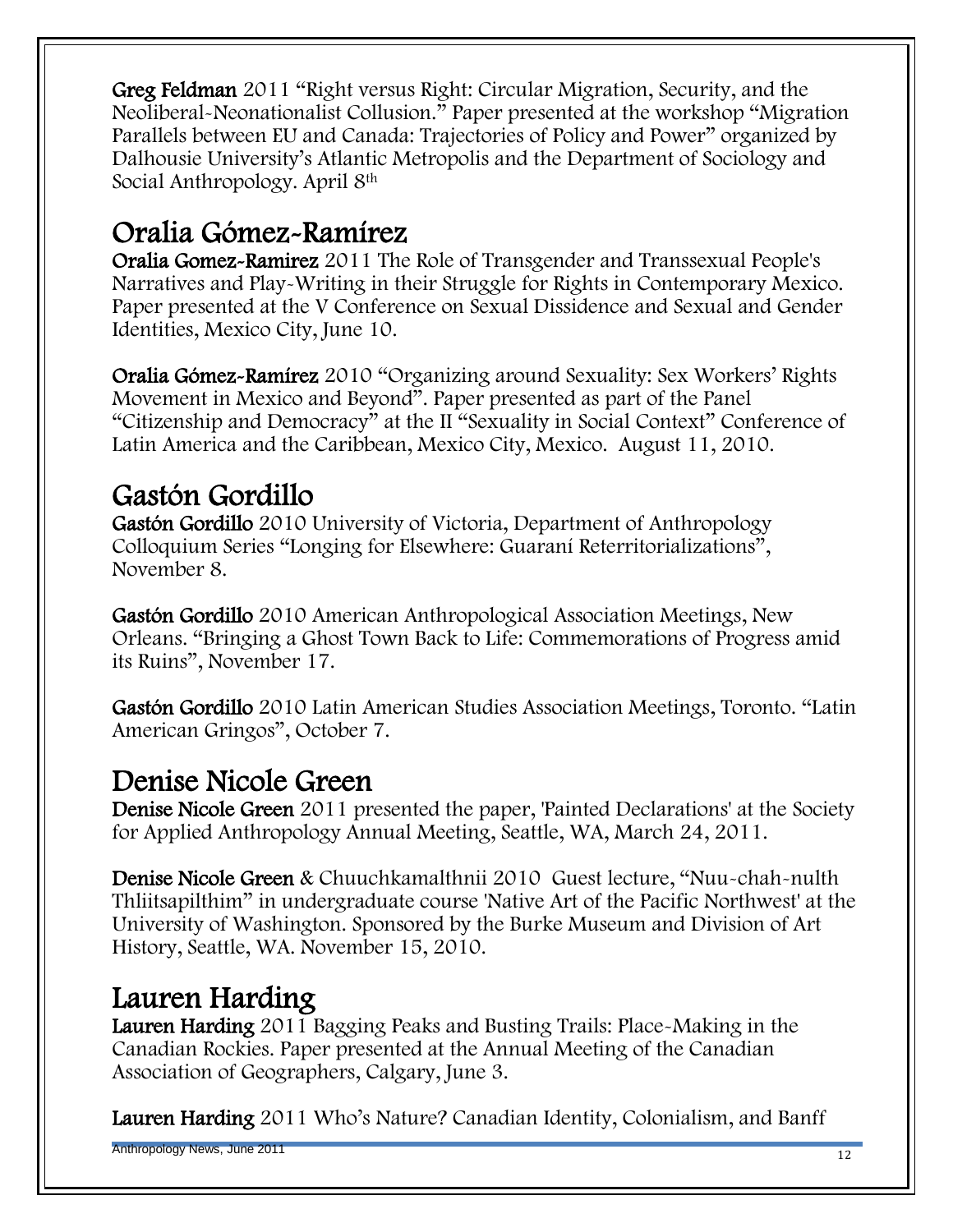**Greg Feldman** 2011 “Right versus Right: Circular Migration, Security, and the Neoliberal-Neonationalist Collusion.” Paper presented at the workshop “Migration Parallels between EU and Canada: Trajectories of Policy and Power” organized by Dalhousie University’s Atlantic Metropolis and the Department of Sociology and Social Anthropology. April 8th

## Oralia Gómez-Ramírez

**Oralia Gomez-Ramirez** 2011 The Role of Transgender and Transsexual People's Narratives and Play-Writing in their Struggle for Rights in Contemporary Mexico. Paper presented at the V Conference on Sexual Dissidence and Sexual and Gender Identities, Mexico City, June 10.

**Oralia Gómez-Ramírez** 2010 “Organizing around Sexuality: Sex Workers’ Rights Movement in Mexico and Beyond”. Paper presented as part of the Panel “Citizenship and Democracy” at the II “Sexuality in Social Context” Conference of Latin America and the Caribbean, Mexico City, Mexico. August 11, 2010.

## Gastón Gordillo

**Gastón Gordillo** 2010 University of Victoria, Department of Anthropology Colloquium Series “Longing for Elsewhere: Guaraní Reterritorializations”, November 8.

**Gastón Gordillo** 2010 American Anthropological Association Meetings, New Orleans. “Bringing a Ghost Town Back to Life: Commemorations of Progress amid its Ruins”, November 17.

**Gastón Gordillo** 2010 Latin American Studies Association Meetings, Toronto. “Latin American Gringos”, October 7.

## Denise Nicole Green

**Denise Nicole Green** 2011 presented the paper, 'Painted Declarations' at the Society for Applied Anthropology Annual Meeting, Seattle, WA, March 24, 2011.

**Denise Nicole Green** & Chuuchkamalthnii 2010 Guest lecture, “Nuu-chah-nulth Thliitsapilthim” in undergraduate course 'Native Art of the Pacific Northwest' at the University of Washington. Sponsored by the Burke Museum and Division of Art History, Seattle, WA. November 15, 2010.

## Lauren Harding

**Lauren Harding** 2011 Bagging Peaks and Busting Trails: Place-Making in the Canadian Rockies. Paper presented at the Annual Meeting of the Canadian Association of Geographers, Calgary, June 3.

**Lauren Harding** 2011 Who’s Nature? Canadian Identity, Colonialism, and Banff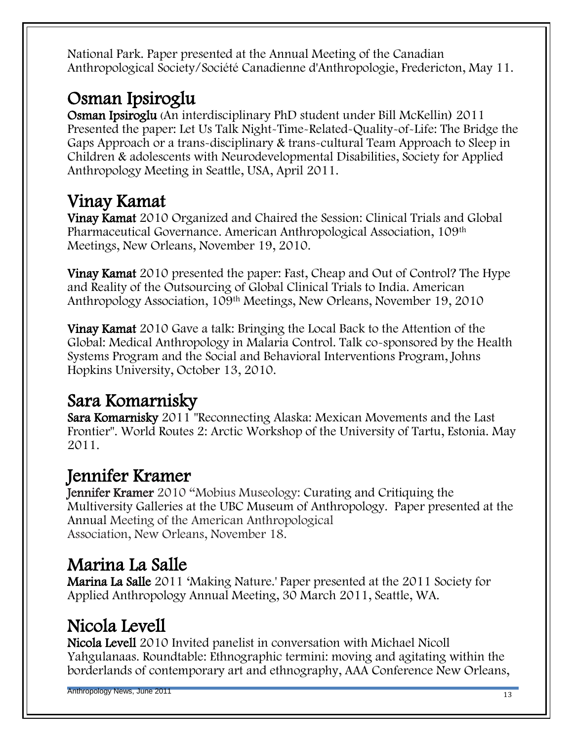National Park. Paper presented at the Annual Meeting of the Canadian Anthropological Society/Société Canadienne d'Anthropologie, Fredericton, May 11.

## Osman Ipsiroglu

**Osman Ipsiroglu** (An interdisciplinary PhD student under Bill McKellin) 2011 Presented the paper: Let Us Talk Night-Time-Related-Quality-of-Life: The Bridge the Gaps Approach or a trans-disciplinary & trans-cultural Team Approach to Sleep in Children & adolescents with Neurodevelopmental Disabilities, Society for Applied Anthropology Meeting in Seattle, USA, April 2011.

## Vinay Kamat

**Vinay Kamat** 2010 Organized and Chaired the Session: Clinical Trials and Global Pharmaceutical Governance. American Anthropological Association, 109th Meetings, New Orleans, November 19, 2010.

**Vinay Kamat** 2010 presented the paper: Fast, Cheap and Out of Control? The Hype and Reality of the Outsourcing of Global Clinical Trials to India. American Anthropology Association, 109th Meetings, New Orleans, November 19, 2010

**Vinay Kamat** 2010 Gave a talk: Bringing the Local Back to the Attention of the Global: Medical Anthropology in Malaria Control. Talk co-sponsored by the Health Systems Program and the Social and Behavioral Interventions Program, Johns Hopkins University, October 13, 2010.

## Sara Komarnisky

**Sara Komarnisky** 2011 "Reconnecting Alaska: Mexican Movements and the Last Frontier". World Routes 2: Arctic Workshop of the University of Tartu, Estonia. May 2011.

## Jennifer Kramer

**Jennifer Kramer** 2010 "Mobius Museology: Curating and Critiquing the Multiversity Galleries at the UBC Museum of Anthropology. Paper presented at the Annual Meeting of the American Anthropological Association, New Orleans, November 18.

## Marina La Salle

**Marina La Salle** 2011 'Making Nature.' Paper presented at the 2011 Society for Applied Anthropology Annual Meeting, 30 March 2011, Seattle, WA.

## Nicola Levell

**Nicola Levell** 2010 Invited panelist in conversation with Michael Nicoll Yahgulanaas. Roundtable: Ethnographic termini: moving and agitating within the borderlands of contemporary art and ethnography, AAA Conference New Orleans,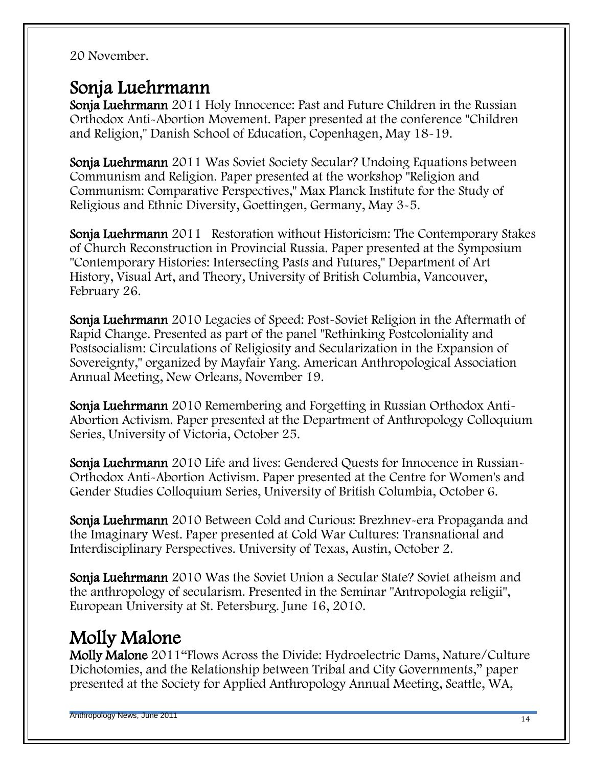20 November.

## Sonja Luehrmann

**Sonja Luehrmann** 2011 Holy Innocence: Past and Future Children in the Russian Orthodox Anti-Abortion Movement. Paper presented at the conference "Children and Religion," Danish School of Education, Copenhagen, May 18-19.

**Sonja Luehrmann** 2011 Was Soviet Society Secular? Undoing Equations between Communism and Religion. Paper presented at the workshop "Religion and Communism: Comparative Perspectives," Max Planck Institute for the Study of Religious and Ethnic Diversity, Goettingen, Germany, May 3-5.

**Sonja Luehrmann** 2011 Restoration without Historicism: The Contemporary Stakes of Church Reconstruction in Provincial Russia. Paper presented at the Symposium "Contemporary Histories: Intersecting Pasts and Futures," Department of Art History, Visual Art, and Theory, University of British Columbia, Vancouver, February 26.

**Sonja Luehrmann** 2010 Legacies of Speed: Post-Soviet Religion in the Aftermath of Rapid Change. Presented as part of the panel "Rethinking Postcoloniality and Postsocialism: Circulations of Religiosity and Secularization in the Expansion of Sovereignty," organized by Mayfair Yang. American Anthropological Association Annual Meeting, New Orleans, November 19.

**Sonja Luehrmann** 2010 Remembering and Forgetting in Russian Orthodox Anti-Abortion Activism. Paper presented at the Department of Anthropology Colloquium Series, University of Victoria, October 25.

**Sonja Luehrmann** 2010 Life and lives: Gendered Quests for Innocence in Russian-Orthodox Anti-Abortion Activism. Paper presented at the Centre for Women's and Gender Studies Colloquium Series, University of British Columbia, October 6.

**Sonja Luehrmann** 2010 Between Cold and Curious: Brezhnev-era Propaganda and the Imaginary West. Paper presented at Cold War Cultures: Transnational and Interdisciplinary Perspectives. University of Texas, Austin, October 2.

**Sonja Luehrmann** 2010 Was the Soviet Union a Secular State? Soviet atheism and the anthropology of secularism. Presented in the Seminar "Antropologia religii", European University at St. Petersburg. June 16, 2010.

## Molly Malone

**Molly Malone** 2011"Flows Across the Divide: Hydroelectric Dams, Nature/Culture Dichotomies, and the Relationship between Tribal and City Governments," paper presented at the Society for Applied Anthropology Annual Meeting, Seattle, WA,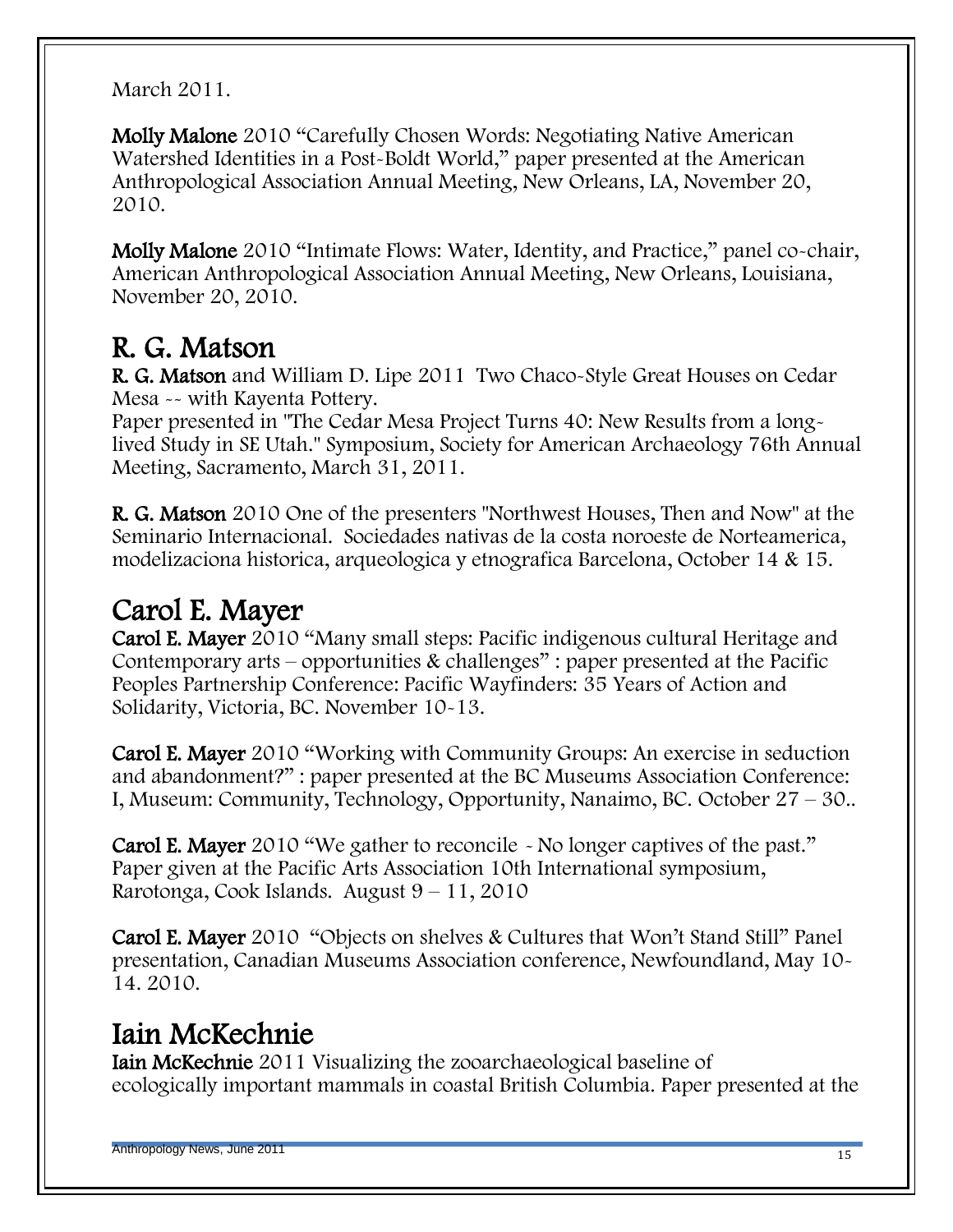March 2011.

**Molly Malone** 2010 "Carefully Chosen Words: Negotiating Native American Watershed Identities in a Post-Boldt World," paper presented at the American Anthropological Association Annual Meeting, New Orleans, LA, November 20, 2010.

**Molly Malone** 2010 "Intimate Flows: Water, Identity, and Practice," panel co-chair, American Anthropological Association Annual Meeting, New Orleans, Louisiana, November 20, 2010.

## R. G. Matson

**R. G. Matson** and William D. Lipe 2011 Two Chaco-Style Great Houses on Cedar Mesa -- with Kayenta Pottery.
Paper presented in "The Cedar Mesa Project Turns 40: New Results from a long-lived Study in SE Utah." Symposium, Society for American Archaeology 76th Annual Meeting, Sacramento, March 31, 2011.

**R. G. Matson** 2010 One of the presenters "Northwest Houses, Then and Now" at the Seminario Internacional. Sociedades nativas de la costa noroeste de Norteamerica, modelizaciona historica, arqueologica y etnografica Barcelona, October 14 & 15.

## Carol E. Mayer

**Carol E. Mayer** 2010 "Many small steps: Pacific indigenous cultural Heritage and Contemporary arts – opportunities & challenges" : paper presented at the Pacific Peoples Partnership Conference: Pacific Wayfinders: 35 Years of Action and Solidarity, Victoria, BC. November 10-13.

**Carol E. Mayer** 2010 "Working with Community Groups: An exercise in seduction and abandonment?" : paper presented at the BC Museums Association Conference: I, Museum: Community, Technology, Opportunity, Nanaimo, BC. October 27 – 30..

**Carol E. Mayer** 2010 "We gather to reconcile - No longer captives of the past." Paper given at the Pacific Arts Association 10th International symposium, Rarotonga, Cook Islands. August 9 – 11, 2010

**Carol E. Mayer** 2010 "Objects on shelves & Cultures that Won't Stand Still" Panel presentation, Canadian Museums Association conference, Newfoundland, May 10-14. 2010.

## Iain McKechnie

**Iain McKechnie** 2011 Visualizing the zooarchaeological baseline of ecologically important mammals in coastal British Columbia. Paper presented at the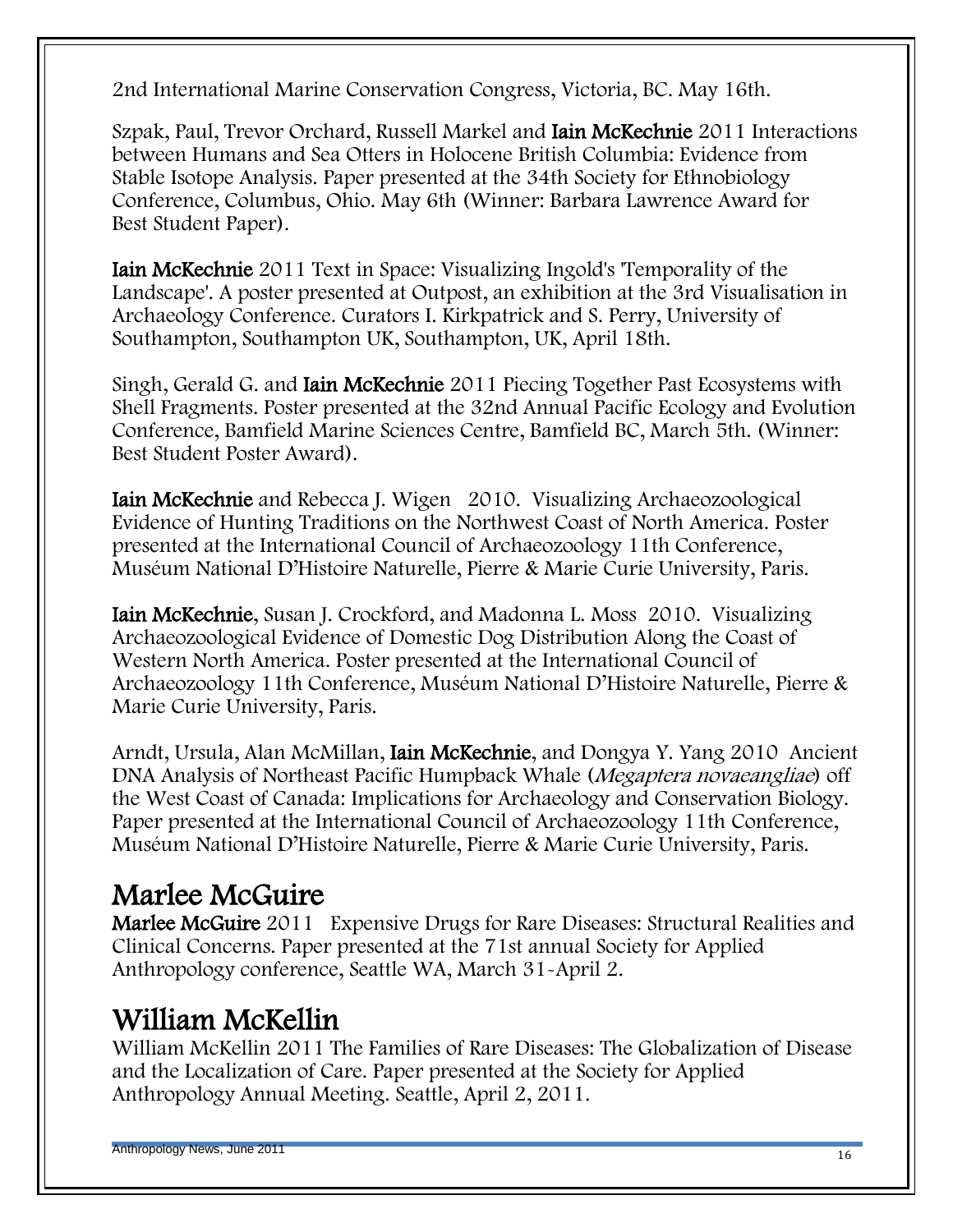2nd International Marine Conservation Congress, Victoria, BC. May 16th.

Szpak, Paul, Trevor Orchard, Russell Markel and **Iain McKechnie** 2011 Interactions between Humans and Sea Otters in Holocene British Columbia: Evidence from Stable Isotope Analysis. Paper presented at the 34th Society for Ethnobiology Conference, Columbus, Ohio. May 6th (Winner: Barbara Lawrence Award for Best Student Paper).

**Iain McKechnie** 2011 Text in Space: Visualizing Ingold's 'Temporality of the Landscape'. A poster presented at Outpost, an exhibition at the 3rd Visualisation in Archaeology Conference. Curators I. Kirkpatrick and S. Perry, University of Southampton, Southampton UK, Southampton, UK, April 18th.

Singh, Gerald G. and **Iain McKechnie** 2011 Piecing Together Past Ecosystems with Shell Fragments. Poster presented at the 32nd Annual Pacific Ecology and Evolution Conference, Bamfield Marine Sciences Centre, Bamfield BC, March 5th. (Winner: Best Student Poster Award).

**Iain McKechnie** and Rebecca J. Wigen 2010. Visualizing Archaeozoological Evidence of Hunting Traditions on the Northwest Coast of North America. Poster presented at the International Council of Archaeozoology 11th Conference, Muséum National D'Histoire Naturelle, Pierre & Marie Curie University, Paris.

**Iain McKechnie**, Susan J. Crockford, and Madonna L. Moss 2010. Visualizing Archaeozoological Evidence of Domestic Dog Distribution Along the Coast of Western North America. Poster presented at the International Council of Archaeozoology 11th Conference, Muséum National D'Histoire Naturelle, Pierre & Marie Curie University, Paris.

Arndt, Ursula, Alan McMillan, **Iain McKechnie**, and Dongya Y. Yang 2010 Ancient DNA Analysis of Northeast Pacific Humpback Whale (*Megaptera novaeangliae*) off the West Coast of Canada: Implications for Archaeology and Conservation Biology. Paper presented at the International Council of Archaeozoology 11th Conference, Muséum National D'Histoire Naturelle, Pierre & Marie Curie University, Paris.

## Marlee McGuire

**Marlee McGuire** 2011 Expensive Drugs for Rare Diseases: Structural Realities and Clinical Concerns. Paper presented at the 71st annual Society for Applied Anthropology conference, Seattle WA, March 31-April 2.

## William McKellin

William McKellin 2011 The Families of Rare Diseases: The Globalization of Disease and the Localization of Care. Paper presented at the Society for Applied Anthropology Annual Meeting. Seattle, April 2, 2011.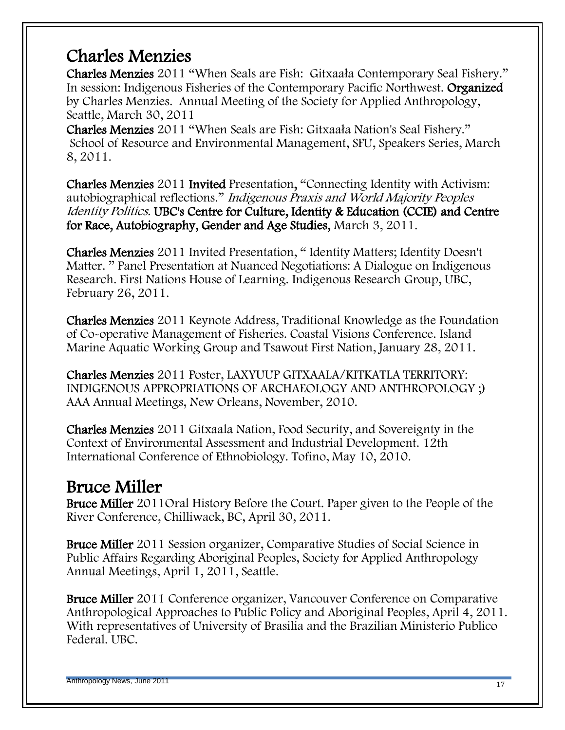## Charles Menzies

**Charles Menzies** 2011 "When Seals are Fish: Gitxaała Contemporary Seal Fishery." In session: Indigenous Fisheries of the Contemporary Pacific Northwest. **Organized** by Charles Menzies. Annual Meeting of the Society for Applied Anthropology, Seattle, March 30, 2011

**Charles Menzies** 2011 "When Seals are Fish: Gitxaała Nation's Seal Fishery." School of Resource and Environmental Management, SFU, Speakers Series, March 8, 2011.

**Charles Menzies** 2011 **Invited** Presentation, "Connecting Identity with Activism: autobiographical reflections." *Indigenous Praxis and World Majority Peoples Identity Politics.* **UBC's Centre for Culture, Identity & Education (CCIE) and Centre for Race, Autobiography, Gender and Age Studies,** March 3, 2011.

**Charles Menzies** 2011 Invited Presentation, " Identity Matters; Identity Doesn't Matter. " Panel Presentation at Nuanced Negotiations: A Dialogue on Indigenous Research. First Nations House of Learning. Indigenous Research Group, UBC, February 26, 2011.

**Charles Menzies** 2011 Keynote Address, Traditional Knowledge as the Foundation of Co-operative Management of Fisheries. Coastal Visions Conference. Island Marine Aquatic Working Group and Tsawout First Nation, January 28, 2011.

**Charles Menzies** 2011 Poster, LAXYUUP GITXAALA/KITKATLA TERRITORY: INDIGENOUS APPROPRIATIONS OF ARCHAEOLOGY AND ANTHROPOLOGY ;) AAA Annual Meetings, New Orleans, November, 2010.

**Charles Menzies** 2011 Gitxaala Nation, Food Security, and Sovereignty in the Context of Environmental Assessment and Industrial Development. 12th International Conference of Ethnobiology. Tofino, May 10, 2010.

## Bruce Miller

**Bruce Miller** 2011Oral History Before the Court. Paper given to the People of the River Conference, Chilliwack, BC, April 30, 2011.

**Bruce Miller** 2011 Session organizer, Comparative Studies of Social Science in Public Affairs Regarding Aboriginal Peoples, Society for Applied Anthropology Annual Meetings, April 1, 2011, Seattle.

**Bruce Miller** 2011 Conference organizer, Vancouver Conference on Comparative Anthropological Approaches to Public Policy and Aboriginal Peoples, April 4, 2011. With representatives of University of Brasilia and the Brazilian Ministerio Publico Federal. UBC.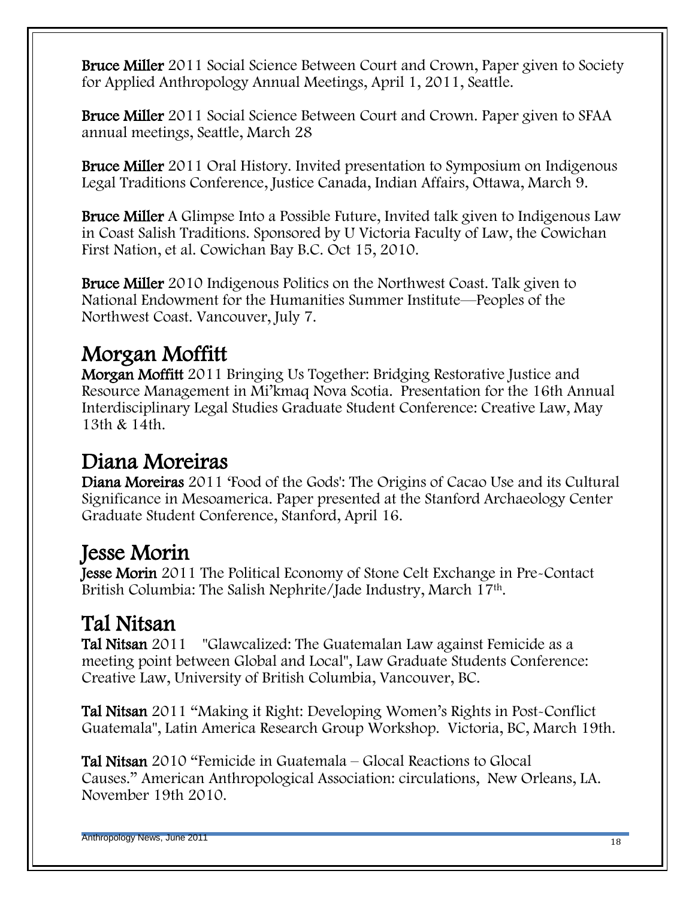**Bruce Miller** 2011 Social Science Between Court and Crown, Paper given to Society for Applied Anthropology Annual Meetings, April 1, 2011, Seattle.

**Bruce Miller** 2011 Social Science Between Court and Crown. Paper given to SFAA annual meetings, Seattle, March 28

**Bruce Miller** 2011 Oral History. Invited presentation to Symposium on Indigenous Legal Traditions Conference, Justice Canada, Indian Affairs, Ottawa, March 9.

**Bruce Miller** A Glimpse Into a Possible Future, Invited talk given to Indigenous Law in Coast Salish Traditions. Sponsored by U Victoria Faculty of Law, the Cowichan First Nation, et al. Cowichan Bay B.C. Oct 15, 2010.

**Bruce Miller** 2010 Indigenous Politics on the Northwest Coast. Talk given to National Endowment for the Humanities Summer Institute—Peoples of the Northwest Coast. Vancouver, July 7.

# Morgan Moffitt

**Morgan Moffitt** 2011 Bringing Us Together: Bridging Restorative Justice and Resource Management in Mi'kmaq Nova Scotia. Presentation for the 16th Annual Interdisciplinary Legal Studies Graduate Student Conference: Creative Law, May 13th & 14th.

# Diana Moreiras

**Diana Moreiras** 2011 'Food of the Gods': The Origins of Cacao Use and its Cultural Significance in Mesoamerica. Paper presented at the Stanford Archaeology Center Graduate Student Conference, Stanford, April 16.

# Jesse Morin

**Jesse Morin** 2011 The Political Economy of Stone Celt Exchange in Pre-Contact British Columbia: The Salish Nephrite/Jade Industry, March 17th.

# Tal Nitsan

**Tal Nitsan** 2011 "Glawcalized: The Guatemalan Law against Femicide as a meeting point between Global and Local", Law Graduate Students Conference: Creative Law, University of British Columbia, Vancouver, BC.

**Tal Nitsan** 2011 "Making it Right: Developing Women's Rights in Post-Conflict Guatemala", Latin America Research Group Workshop. Victoria, BC, March 19th.

**Tal Nitsan** 2010 "Femicide in Guatemala – Glocal Reactions to Glocal Causes." American Anthropological Association: circulations, New Orleans, LA. November 19th 2010.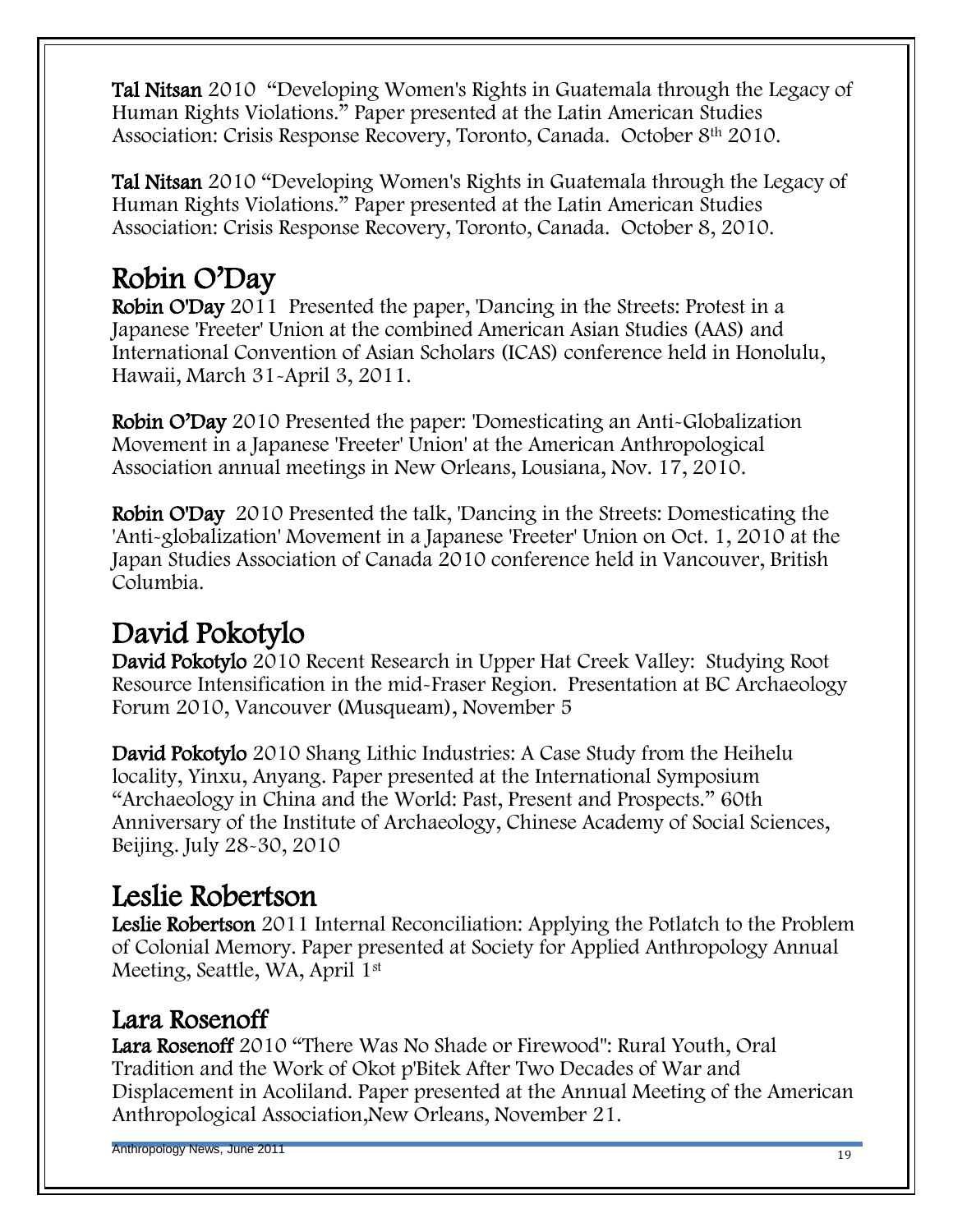**Tal Nitsan** 2010 "Developing Women's Rights in Guatemala through the Legacy of Human Rights Violations." Paper presented at the Latin American Studies Association: Crisis Response Recovery, Toronto, Canada. October 8th 2010.

**Tal Nitsan** 2010 "Developing Women's Rights in Guatemala through the Legacy of Human Rights Violations." Paper presented at the Latin American Studies Association: Crisis Response Recovery, Toronto, Canada. October 8, 2010.

# Robin O'Day

**Robin O'Day** 2011 Presented the paper, 'Dancing in the Streets: Protest in a Japanese 'Freeter' Union at the combined American Asian Studies (AAS) and International Convention of Asian Scholars (ICAS) conference held in Honolulu, Hawaii, March 31-April 3, 2011.

**Robin O'Day** 2010 Presented the paper: 'Domesticating an Anti-Globalization Movement in a Japanese 'Freeter' Union' at the American Anthropological Association annual meetings in New Orleans, Lousiana, Nov. 17, 2010.

**Robin O'Day** 2010 Presented the talk, 'Dancing in the Streets: Domesticating the 'Anti-globalization' Movement in a Japanese 'Freeter' Union on Oct. 1, 2010 at the Japan Studies Association of Canada 2010 conference held in Vancouver, British Columbia.

# David Pokotylo

**David Pokotylo** 2010 Recent Research in Upper Hat Creek Valley: Studying Root Resource Intensification in the mid-Fraser Region. Presentation at BC Archaeology Forum 2010, Vancouver (Musqueam), November 5

**David Pokotylo** 2010 Shang Lithic Industries: A Case Study from the Heihelu locality, Yinxu, Anyang. Paper presented at the International Symposium "Archaeology in China and the World: Past, Present and Prospects." 60th Anniversary of the Institute of Archaeology, Chinese Academy of Social Sciences, Beijing. July 28-30, 2010

# Leslie Robertson

**Leslie Robertson** 2011 Internal Reconciliation: Applying the Potlatch to the Problem of Colonial Memory. Paper presented at Society for Applied Anthropology Annual Meeting, Seattle, WA, April 1st

## Lara Rosenoff

**Lara Rosenoff** 2010 "There Was No Shade or Firewood": Rural Youth, Oral Tradition and the Work of Okot p'Bitek After Two Decades of War and Displacement in Acoliland. Paper presented at the Annual Meeting of the American Anthropological Association,New Orleans, November 21.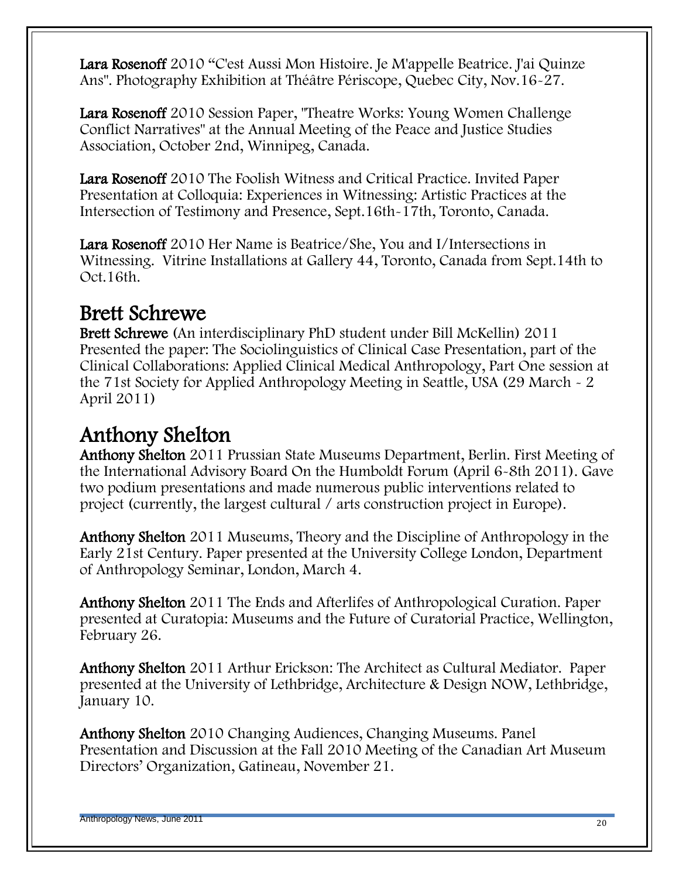**Lara Rosenoff** 2010 "C'est Aussi Mon Histoire. Je M'appelle Beatrice. J'ai Quinze Ans". Photography Exhibition at Théâtre Périscope, Quebec City, Nov.16-27.

**Lara Rosenoff** 2010 Session Paper, "Theatre Works: Young Women Challenge Conflict Narratives" at the Annual Meeting of the Peace and Justice Studies Association, October 2nd, Winnipeg, Canada.

**Lara Rosenoff** 2010 The Foolish Witness and Critical Practice. Invited Paper Presentation at Colloquia: Experiences in Witnessing: Artistic Practices at the Intersection of Testimony and Presence, Sept.16th-17th, Toronto, Canada.

**Lara Rosenoff** 2010 Her Name is Beatrice/She, You and I/Intersections in Witnessing. Vitrine Installations at Gallery 44, Toronto, Canada from Sept.14th to Oct.16th.

## Brett Schrewe

**Brett Schrewe** (An interdisciplinary PhD student under Bill McKellin) 2011 Presented the paper: The Sociolinguistics of Clinical Case Presentation, part of the Clinical Collaborations: Applied Clinical Medical Anthropology, Part One session at the 71st Society for Applied Anthropology Meeting in Seattle, USA (29 March - 2 April 2011)

## Anthony Shelton

**Anthony Shelton** 2011 Prussian State Museums Department, Berlin. First Meeting of the International Advisory Board On the Humboldt Forum (April 6-8th 2011). Gave two podium presentations and made numerous public interventions related to project (currently, the largest cultural / arts construction project in Europe).

**Anthony Shelton** 2011 Museums, Theory and the Discipline of Anthropology in the Early 21st Century. Paper presented at the University College London, Department of Anthropology Seminar, London, March 4.

**Anthony Shelton** 2011 The Ends and Afterlifes of Anthropological Curation. Paper presented at Curatopia: Museums and the Future of Curatorial Practice, Wellington, February 26.

**Anthony Shelton** 2011 Arthur Erickson: The Architect as Cultural Mediator. Paper presented at the University of Lethbridge, Architecture & Design NOW, Lethbridge, January 10.

**Anthony Shelton** 2010 Changing Audiences, Changing Museums. Panel Presentation and Discussion at the Fall 2010 Meeting of the Canadian Art Museum Directors' Organization, Gatineau, November 21.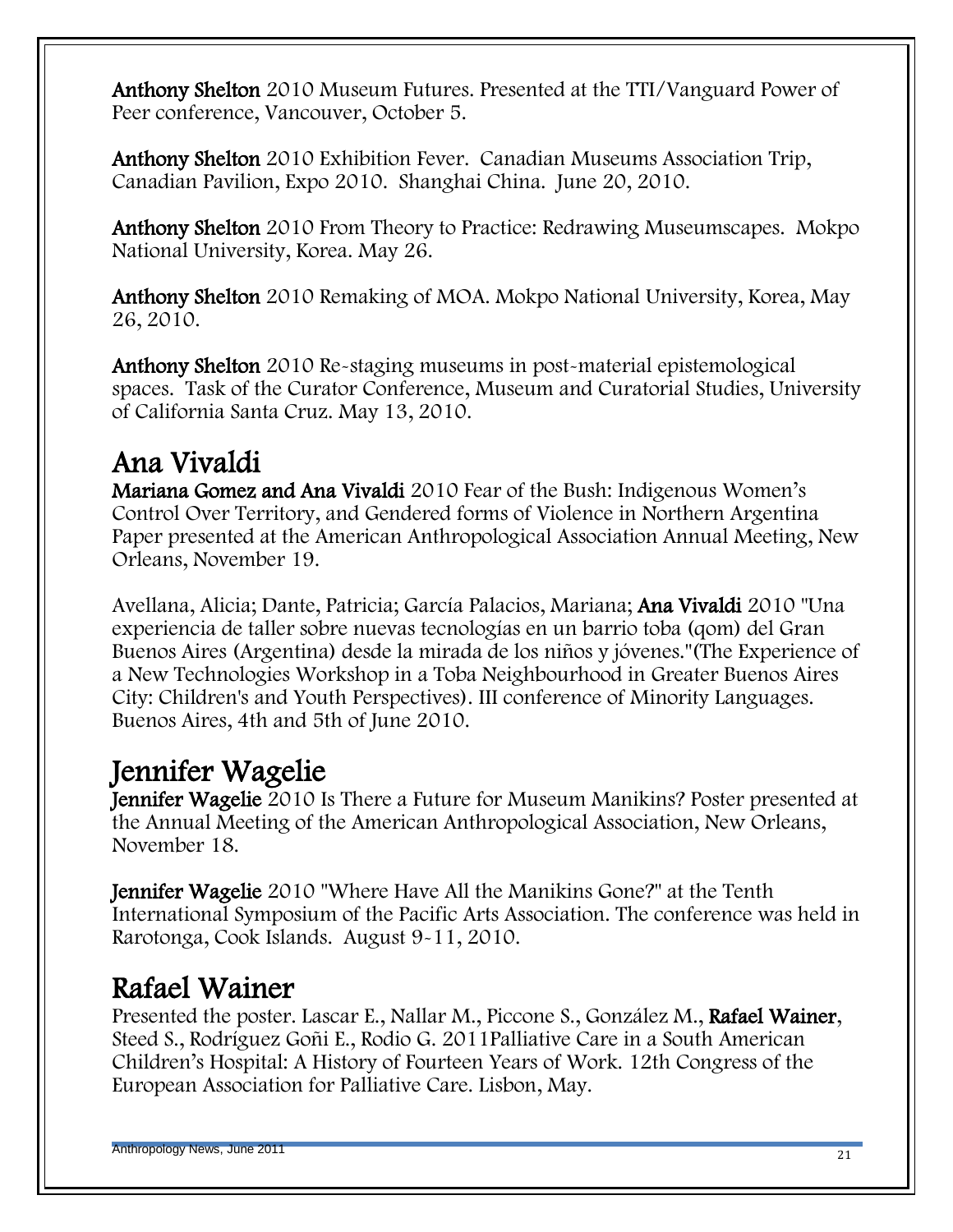**Anthony Shelton** 2010 Museum Futures. Presented at the TTI/Vanguard Power of Peer conference, Vancouver, October 5.

**Anthony Shelton** 2010 Exhibition Fever. Canadian Museums Association Trip, Canadian Pavilion, Expo 2010. Shanghai China. June 20, 2010.

**Anthony Shelton** 2010 From Theory to Practice: Redrawing Museumscapes. Mokpo National University, Korea. May 26.

**Anthony Shelton** 2010 Remaking of MOA. Mokpo National University, Korea, May 26, 2010.

**Anthony Shelton** 2010 Re-staging museums in post-material epistemological spaces. Task of the Curator Conference, Museum and Curatorial Studies, University of California Santa Cruz. May 13, 2010.

# Ana Vivaldi

**Mariana Gomez and Ana Vivaldi** 2010 Fear of the Bush: Indigenous Women's Control Over Territory, and Gendered forms of Violence in Northern Argentina Paper presented at the American Anthropological Association Annual Meeting, New Orleans, November 19.

Avellana, Alicia; Dante, Patricia; García Palacios, Mariana; **Ana Vivaldi** 2010 "Una experiencia de taller sobre nuevas tecnologías en un barrio toba (qom) del Gran Buenos Aires (Argentina) desde la mirada de los niños y jóvenes."(The Experience of a New Technologies Workshop in a Toba Neighbourhood in Greater Buenos Aires City: Children's and Youth Perspectives). III conference of Minority Languages. Buenos Aires, 4th and 5th of June 2010.

# Jennifer Wagelie

**Jennifer Wagelie** 2010 Is There a Future for Museum Manikins? Poster presented at the Annual Meeting of the American Anthropological Association, New Orleans, November 18.

**Jennifer Wagelie** 2010 "Where Have All the Manikins Gone?" at the Tenth International Symposium of the Pacific Arts Association. The conference was held in Rarotonga, Cook Islands. August 9-11, 2010.

# Rafael Wainer

Presented the poster. Lascar E., Nallar M., Piccone S., González M., **Rafael Wainer**, Steed S., Rodríguez Goñi E., Rodio G. 2011Palliative Care in a South American Children's Hospital: A History of Fourteen Years of Work. 12th Congress of the European Association for Palliative Care. Lisbon, May.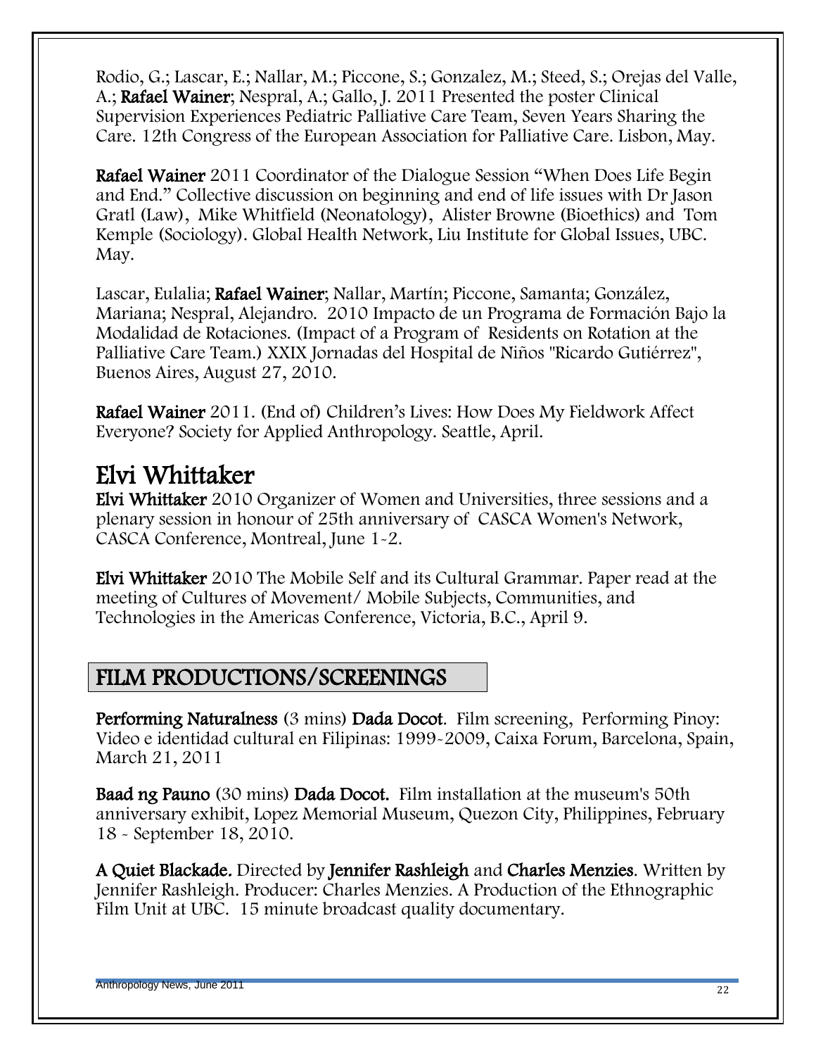Rodio, G.; Lascar, E.; Nallar, M.; Piccone, S.; Gonzalez, M.; Steed, S.; Orejas del Valle, A.; **Rafael Wainer**; Nespral, A.; Gallo, J. 2011 Presented the poster Clinical Supervision Experiences Pediatric Palliative Care Team, Seven Years Sharing the Care. 12th Congress of the European Association for Palliative Care. Lisbon, May.

**Rafael Wainer** 2011 Coordinator of the Dialogue Session "When Does Life Begin and End." Collective discussion on beginning and end of life issues with Dr Jason Gratl (Law), Mike Whitfield (Neonatology), Alister Browne (Bioethics) and Tom Kemple (Sociology). Global Health Network, Liu Institute for Global Issues, UBC. May.

Lascar, Eulalia; **Rafael Wainer**; Nallar, Martín; Piccone, Samanta; González, Mariana; Nespral, Alejandro. 2010 Impacto de un Programa de Formación Bajo la Modalidad de Rotaciones. (Impact of a Program of Residents on Rotation at the Palliative Care Team.) XXIX Jornadas del Hospital de Niños "Ricardo Gutiérrez", Buenos Aires, August 27, 2010.

**Rafael Wainer** 2011. (End of) Children's Lives: How Does My Fieldwork Affect Everyone? Society for Applied Anthropology. Seattle, April.

# Elvi Whittaker

**Elvi Whittaker** 2010 Organizer of Women and Universities, three sessions and a plenary session in honour of 25th anniversary of CASCA Women's Network, CASCA Conference, Montreal, June 1-2.

**Elvi Whittaker** 2010 The Mobile Self and its Cultural Grammar. Paper read at the meeting of Cultures of Movement/ Mobile Subjects, Communities, and Technologies in the Americas Conference, Victoria, B.C., April 9.

## FILM PRODUCTIONS/SCREENINGS

**Performing Naturalness** (3 mins) **Dada Docot**. Film screening, Performing Pinoy: Video e identidad cultural en Filipinas: 1999-2009, Caixa Forum, Barcelona, Spain, March 21, 2011

**Baad ng Pauno** (30 mins) **Dada Docot.** Film installation at the museum's 50th anniversary exhibit, Lopez Memorial Museum, Quezon City, Philippines, February 18 - September 18, 2010.

**A Quiet Blackade.** Directed by **Jennifer Rashleigh** and **Charles Menzies**. Written by Jennifer Rashleigh. Producer: Charles Menzies. A Production of the Ethnographic Film Unit at UBC. 15 minute broadcast quality documentary.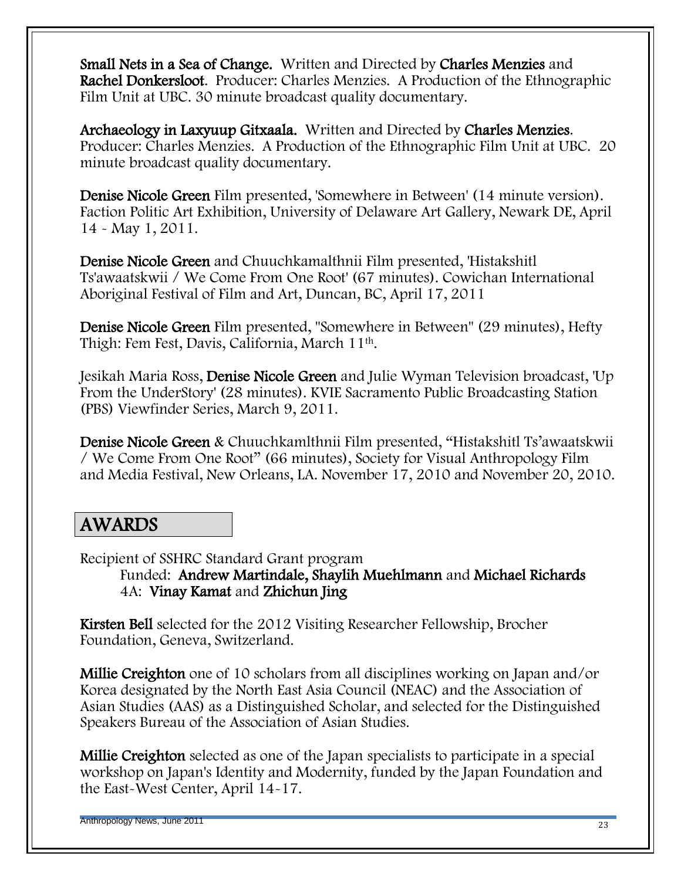**Small Nets in a Sea of Change.** Written and Directed by **Charles Menzies** and **Rachel Donkersloot**. Producer: Charles Menzies. A Production of the Ethnographic Film Unit at UBC. 30 minute broadcast quality documentary.

**Archaeology in Laxyuup Gitxaala.** Written and Directed by **Charles Menzies**. Producer: Charles Menzies. A Production of the Ethnographic Film Unit at UBC. 20 minute broadcast quality documentary.

**Denise Nicole Green** Film presented, 'Somewhere in Between' (14 minute version). Faction Politic Art Exhibition, University of Delaware Art Gallery, Newark DE, April 14 - May 1, 2011.

**Denise Nicole Green** and Chuuchkamalthnii Film presented, 'Histakshitl Ts'awaatskwii / We Come From One Root' (67 minutes). Cowichan International Aboriginal Festival of Film and Art, Duncan, BC, April 17, 2011

**Denise Nicole Green** Film presented, "Somewhere in Between" (29 minutes), Hefty Thigh: Fem Fest, Davis, California, March 11th.

Jesikah Maria Ross, **Denise Nicole Green** and Julie Wyman Television broadcast, 'Up From the UnderStory' (28 minutes). KVIE Sacramento Public Broadcasting Station (PBS) Viewfinder Series, March 9, 2011.

**Denise Nicole Green** & Chuuchkamlthnii Film presented, "Histakshitl Ts'awaatskwii / We Come From One Root" (66 minutes), Society for Visual Anthropology Film and Media Festival, New Orleans, LA. November 17, 2010 and November 20, 2010.

## AWARDS

Recipient of SSHRC Standard Grant program
- Funded: **Andrew Martindale, Shaylih Muehlmann** and **Michael Richards**
- 4A: **Vinay Kamat** and **Zhichun Jing**

**Kirsten Bell** selected for the 2012 Visiting Researcher Fellowship, Brocher Foundation, Geneva, Switzerland.

**Millie Creighton** one of 10 scholars from all disciplines working on Japan and/or Korea designated by the North East Asia Council (NEAC) and the Association of Asian Studies (AAS) as a Distinguished Scholar, and selected for the Distinguished Speakers Bureau of the Association of Asian Studies.

**Millie Creighton** selected as one of the Japan specialists to participate in a special workshop on Japan's Identity and Modernity, funded by the Japan Foundation and the East-West Center, April 14-17.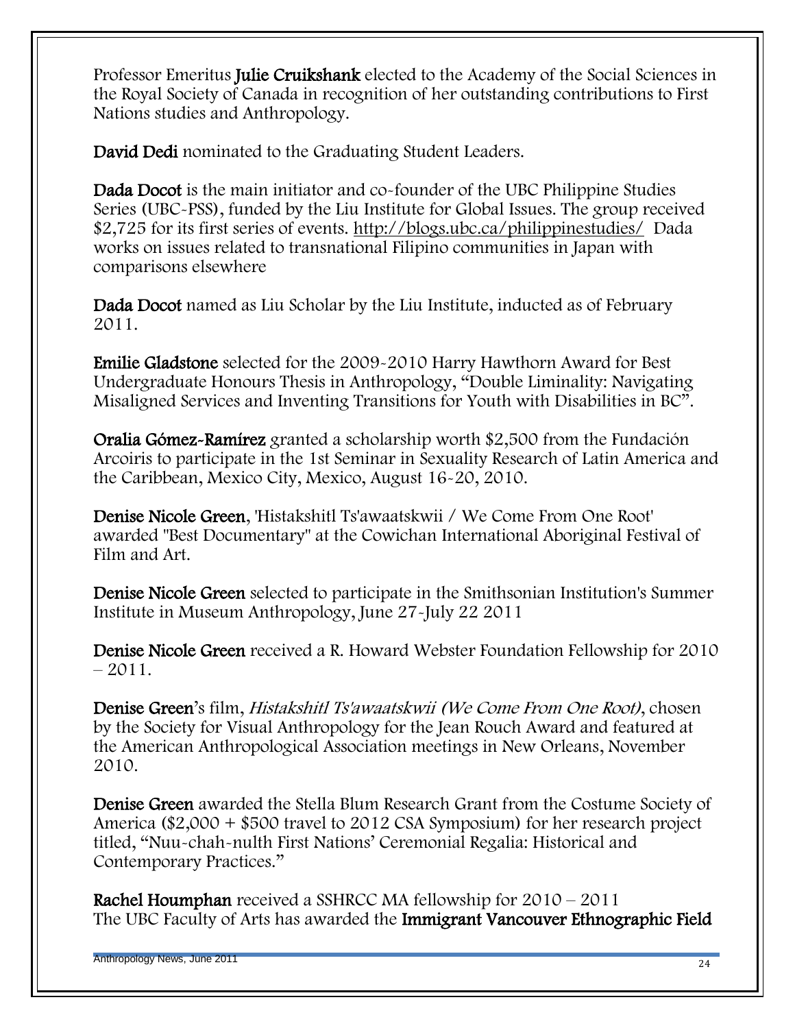Professor Emeritus **Julie Cruikshank** elected to the Academy of the Social Sciences in the Royal Society of Canada in recognition of her outstanding contributions to First Nations studies and Anthropology.

**David Dedi** nominated to the Graduating Student Leaders.

**Dada Docot** is the main initiator and co-founder of the UBC Philippine Studies Series (UBC-PSS), funded by the Liu Institute for Global Issues. The group received $2,725 for its first series of events. http://blogs.ubc.ca/philippinestudies/ Dada works on issues related to transnational Filipino communities in Japan with comparisons elsewhere

**Dada Docot** named as Liu Scholar by the Liu Institute, inducted as of February 2011.

**Emilie Gladstone** selected for the 2009-2010 Harry Hawthorn Award for Best Undergraduate Honours Thesis in Anthropology, "Double Liminality: Navigating Misaligned Services and Inventing Transitions for Youth with Disabilities in BC".

**Oralia Gómez-Ramírez** granted a scholarship worth $2,500 from the Fundación Arcoiris to participate in the 1st Seminar in Sexuality Research of Latin America and the Caribbean, Mexico City, Mexico, August 16-20, 2010.

**Denise Nicole Green**, 'Histakshitl Ts'awaatskwii / We Come From One Root' awarded "Best Documentary" at the Cowichan International Aboriginal Festival of Film and Art.

**Denise Nicole Green** selected to participate in the Smithsonian Institution's Summer Institute in Museum Anthropology, June 27-July 22 2011

**Denise Nicole Green** received a R. Howard Webster Foundation Fellowship for 2010 – 2011.

**Denise Green**'s film, *Histakshitl Ts'awaatskwii (We Come From One Root)*, chosen by the Society for Visual Anthropology for the Jean Rouch Award and featured at the American Anthropological Association meetings in New Orleans, November 2010.

**Denise Green** awarded the Stella Blum Research Grant from the Costume Society of America ($2,000 + $500 travel to 2012 CSA Symposium) for her research project titled, "Nuu-chah-nulth First Nations' Ceremonial Regalia: Historical and Contemporary Practices."

**Rachel Houmphan** received a SSHRCC MA fellowship for 2010 – 2011
The UBC Faculty of Arts has awarded the **Immigrant Vancouver Ethnographic Field**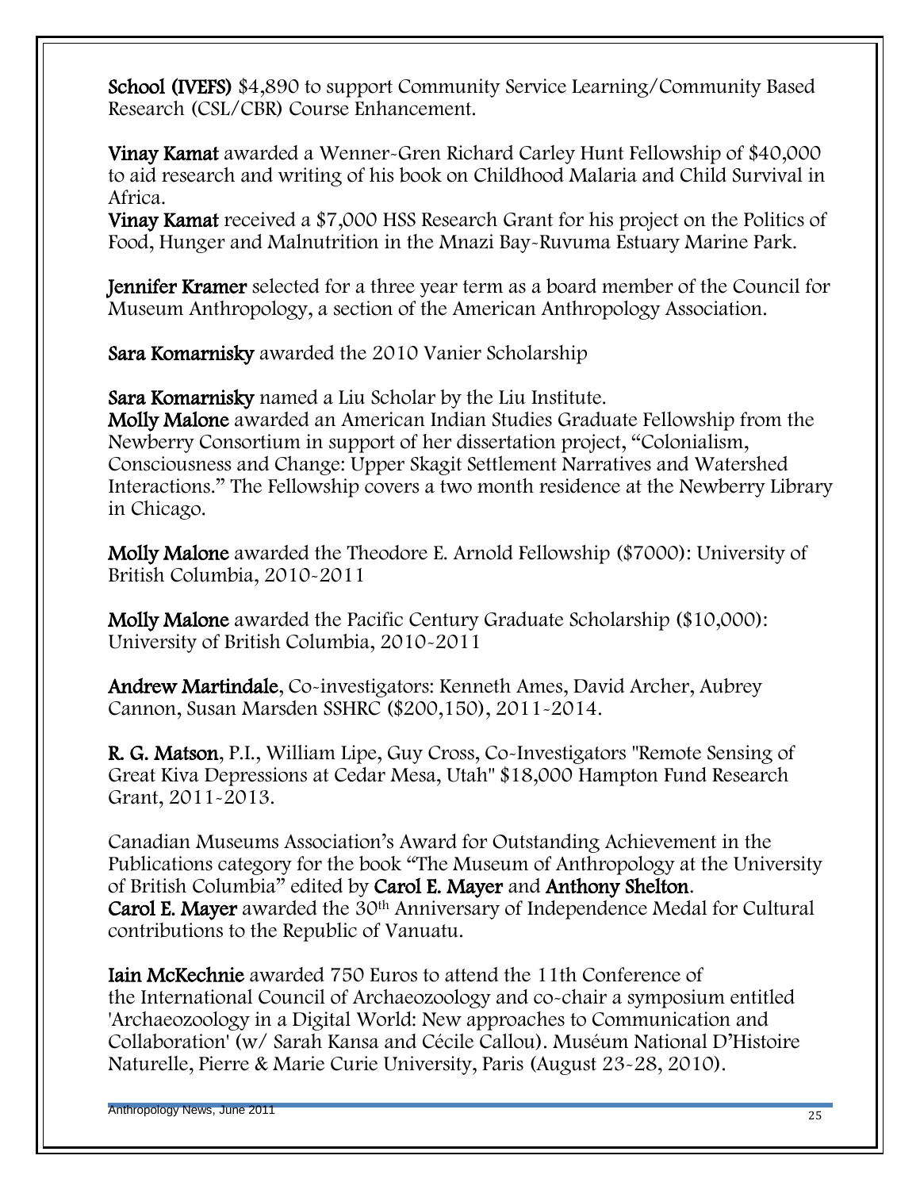**School (IVEFS)** $4,890 to support Community Service Learning/Community Based Research (CSL/CBR) Course Enhancement.

**Vinay Kamat** awarded a Wenner-Gren Richard Carley Hunt Fellowship of $40,000 to aid research and writing of his book on Childhood Malaria and Child Survival in Africa.
**Vinay Kamat** received a $7,000 HSS Research Grant for his project on the Politics of Food, Hunger and Malnutrition in the Mnazi Bay-Ruvuma Estuary Marine Park.

**Jennifer Kramer** selected for a three year term as a board member of the Council for Museum Anthropology, a section of the American Anthropology Association.

**Sara Komarnisky** awarded the 2010 Vanier Scholarship

**Sara Komarnisky** named a Liu Scholar by the Liu Institute.
**Molly Malone** awarded an American Indian Studies Graduate Fellowship from the Newberry Consortium in support of her dissertation project, "Colonialism, Consciousness and Change: Upper Skagit Settlement Narratives and Watershed Interactions." The Fellowship covers a two month residence at the Newberry Library in Chicago.

**Molly Malone** awarded the Theodore E. Arnold Fellowship ($7000): University of British Columbia, 2010-2011

**Molly Malone** awarded the Pacific Century Graduate Scholarship ($10,000): University of British Columbia, 2010-2011

**Andrew Martindale**, Co-investigators: Kenneth Ames, David Archer, Aubrey Cannon, Susan Marsden SSHRC ($200,150), 2011-2014.

**R. G. Matson**, P.I., William Lipe, Guy Cross, Co-Investigators "Remote Sensing of Great Kiva Depressions at Cedar Mesa, Utah" $18,000 Hampton Fund Research Grant, 2011-2013.

Canadian Museums Association's Award for Outstanding Achievement in the Publications category for the book "The Museum of Anthropology at the University of British Columbia" edited by **Carol E. Mayer** and **Anthony Shelton**.
**Carol E. Mayer** awarded the 30th Anniversary of Independence Medal for Cultural contributions to the Republic of Vanuatu.

**Iain McKechnie** awarded 750 Euros to attend the 11th Conference of the International Council of Archaeozoology and co-chair a symposium entitled 'Archaeozoology in a Digital World: New approaches to Communication and Collaboration' (w/ Sarah Kansa and Cécile Callou). Muséum National D'Histoire Naturelle, Pierre & Marie Curie University, Paris (August 23-28, 2010).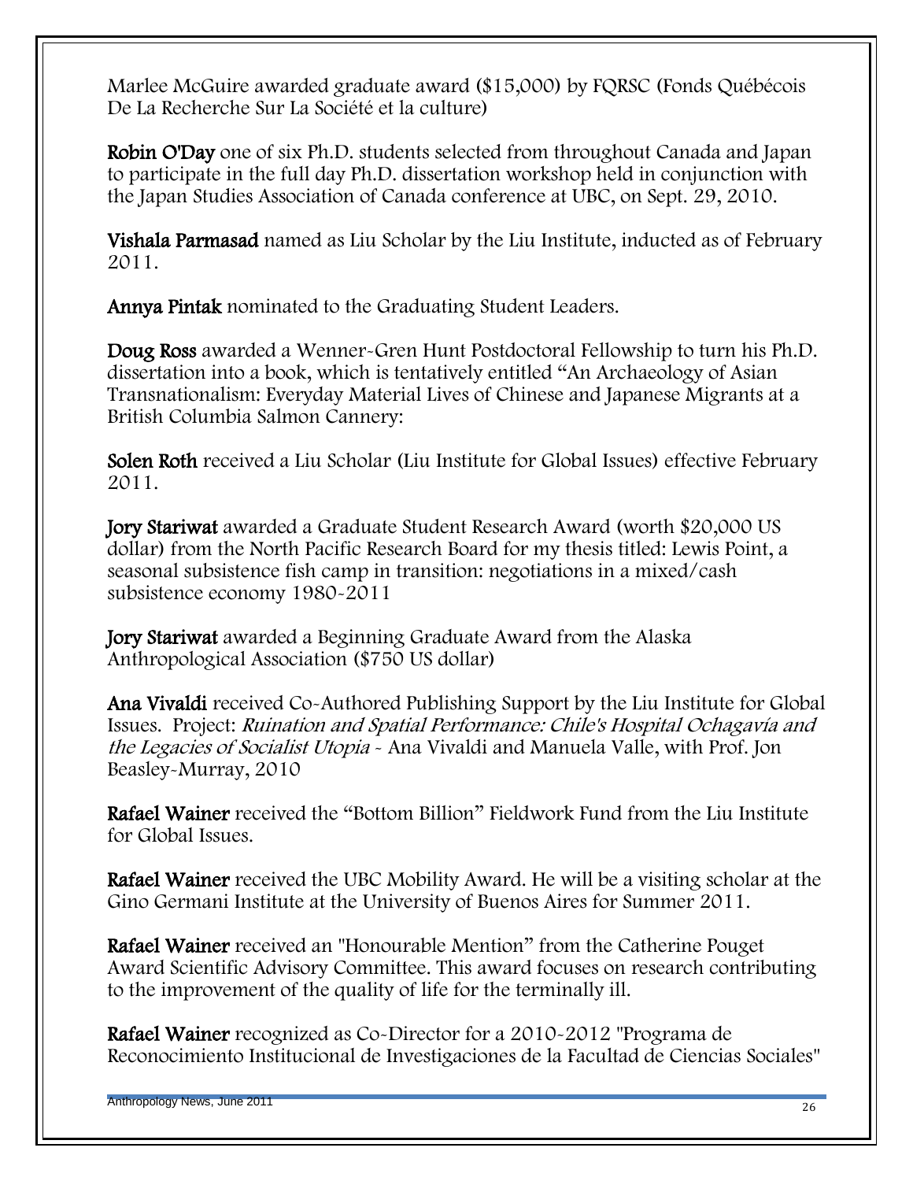Marlee McGuire awarded graduate award ($15,000) by FQRSC (Fonds Québécois De La Recherche Sur La Société et la culture)

**Robin O'Day** one of six Ph.D. students selected from throughout Canada and Japan to participate in the full day Ph.D. dissertation workshop held in conjunction with the Japan Studies Association of Canada conference at UBC, on Sept. 29, 2010.

**Vishala Parmasad** named as Liu Scholar by the Liu Institute, inducted as of February 2011.

**Annya Pintak** nominated to the Graduating Student Leaders.

**Doug Ross** awarded a Wenner-Gren Hunt Postdoctoral Fellowship to turn his Ph.D. dissertation into a book, which is tentatively entitled "An Archaeology of Asian Transnationalism: Everyday Material Lives of Chinese and Japanese Migrants at a British Columbia Salmon Cannery:

**Solen Roth** received a Liu Scholar (Liu Institute for Global Issues) effective February 2011.

**Jory Stariwat** awarded a Graduate Student Research Award (worth $20,000 US dollar) from the North Pacific Research Board for my thesis titled: Lewis Point, a seasonal subsistence fish camp in transition: negotiations in a mixed/cash subsistence economy 1980-2011

**Jory Stariwat** awarded a Beginning Graduate Award from the Alaska Anthropological Association ($750 US dollar)

**Ana Vivaldi** received Co-Authored Publishing Support by the Liu Institute for Global Issues. Project: *Ruination and Spatial Performance: Chile's Hospital Ochagavía and the Legacies of Socialist Utopia* - Ana Vivaldi and Manuela Valle, with Prof. Jon Beasley-Murray, 2010

**Rafael Wainer** received the "Bottom Billion" Fieldwork Fund from the Liu Institute for Global Issues.

**Rafael Wainer** received the UBC Mobility Award. He will be a visiting scholar at the Gino Germani Institute at the University of Buenos Aires for Summer 2011.

**Rafael Wainer** received an "Honourable Mention" from the Catherine Pouget Award Scientific Advisory Committee. This award focuses on research contributing to the improvement of the quality of life for the terminally ill.

**Rafael Wainer** recognized as Co-Director for a 2010-2012 "Programa de Reconocimiento Institucional de Investigaciones de la Facultad de Ciencias Sociales"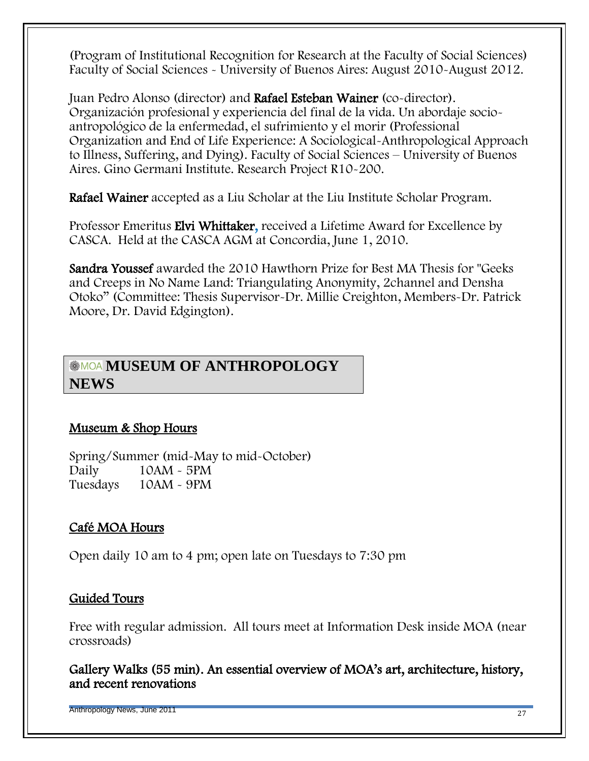(Program of Institutional Recognition for Research at the Faculty of Social Sciences) Faculty of Social Sciences - University of Buenos Aires: August 2010-August 2012.

Juan Pedro Alonso (director) and **Rafael Esteban Wainer** (co-director). Organización profesional y experiencia del final de la vida. Un abordaje socio-antropológico de la enfermedad, el sufrimiento y el morir (Professional Organization and End of Life Experience: A Sociological-Anthropological Approach to Illness, Suffering, and Dying). Faculty of Social Sciences – University of Buenos Aires. Gino Germani Institute. Research Project R10-200.

**Rafael Wainer** accepted as a Liu Scholar at the Liu Institute Scholar Program.

Professor Emeritus **Elvi Whittaker**, received a Lifetime Award for Excellence by CASCA. Held at the CASCA AGM at Concordia, June 1, 2010.

**Sandra Youssef** awarded the 2010 Hawthorn Prize for Best MA Thesis for "Geeks and Creeps in No Name Land: Triangulating Anonymity, 2channel and Densha Otoko" (Committee: Thesis Supervisor-Dr. Millie Creighton, Members-Dr. Patrick Moore, Dr. David Edgington).

## MOA MUSEUM OF ANTHROPOLOGY NEWS

### Museum & Shop Hours

Spring/Summer (mid-May to mid-October)

| | |
|---|---|
| Daily | 10AM - 5PM |
| Tuesdays | 10AM - 9PM |

### Café MOA Hours

Open daily 10 am to 4 pm; open late on Tuesdays to 7:30 pm

### Guided Tours

Free with regular admission. All tours meet at Information Desk inside MOA (near crossroads)

**Gallery Walks (55 min). An essential overview of MOA's art, architecture, history, and recent renovations**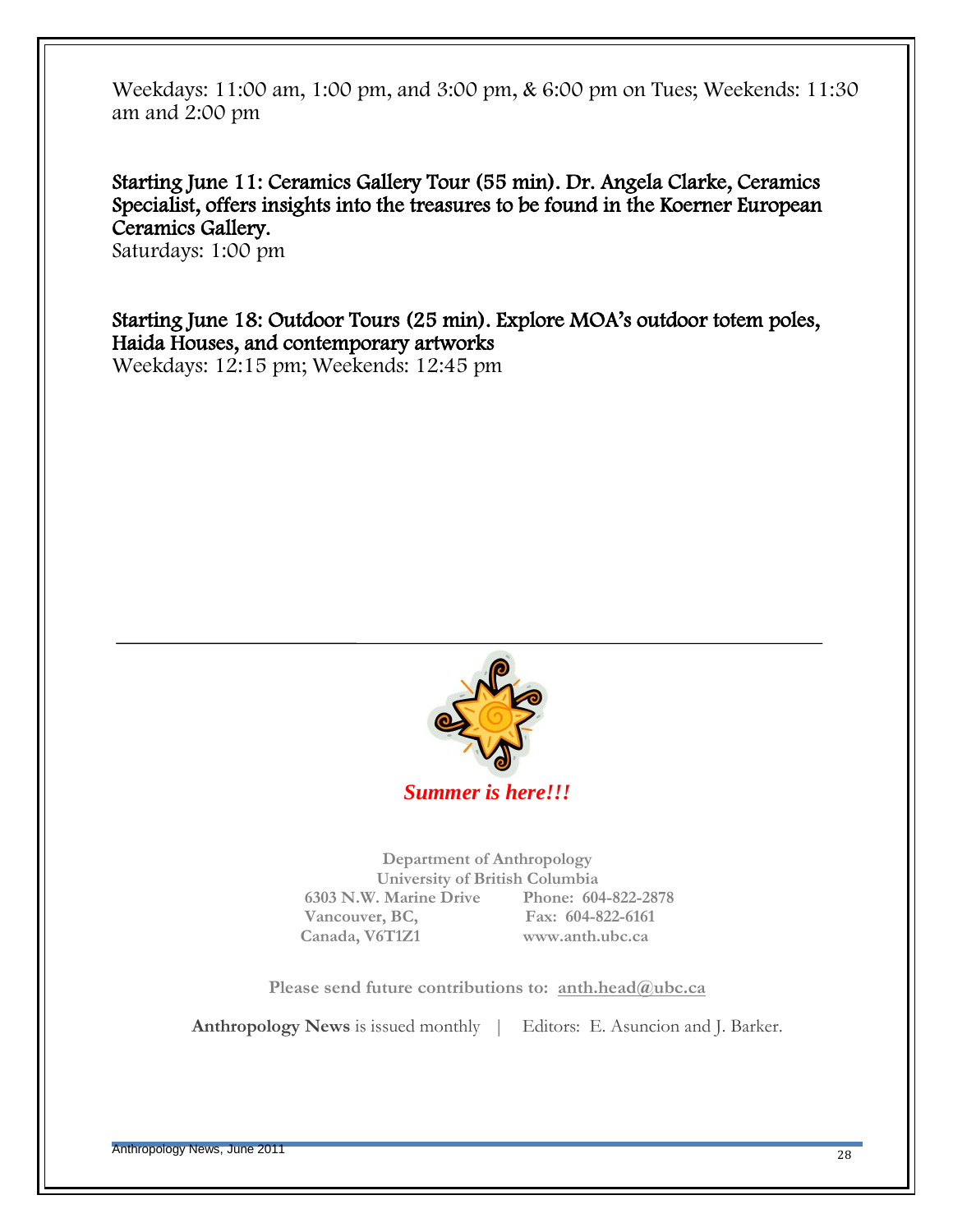Weekdays: 11:00 am, 1:00 pm, and 3:00 pm, & 6:00 pm on Tues; Weekends: 11:30 am and 2:00 pm

**Starting June 11: Ceramics Gallery Tour (55 min). Dr. Angela Clarke, Ceramics Specialist, offers insights into the treasures to be found in the Koerner European Ceramics Gallery.**
Saturdays: 1:00 pm

**Starting June 18: Outdoor Tours (25 min). Explore MOA's outdoor totem poles, Haida Houses, and contemporary artworks**
Weekdays: 12:15 pm; Weekends: 12:45 pm

---

***Summer is here!!!***

**Department of Anthropology**
**University of British Columbia**
**6303 N.W. Marine Drive** | **Phone: 604-822-2878**
**Vancouver, BC,** | **Fax: 604-822-6161**
**Canada, V6T1Z1** | **www.anth.ubc.ca**

**Please send future contributions to: anth.head@ubc.ca**

**Anthropology News** is issued monthly | Editors: E. Asuncion and J. Barker.